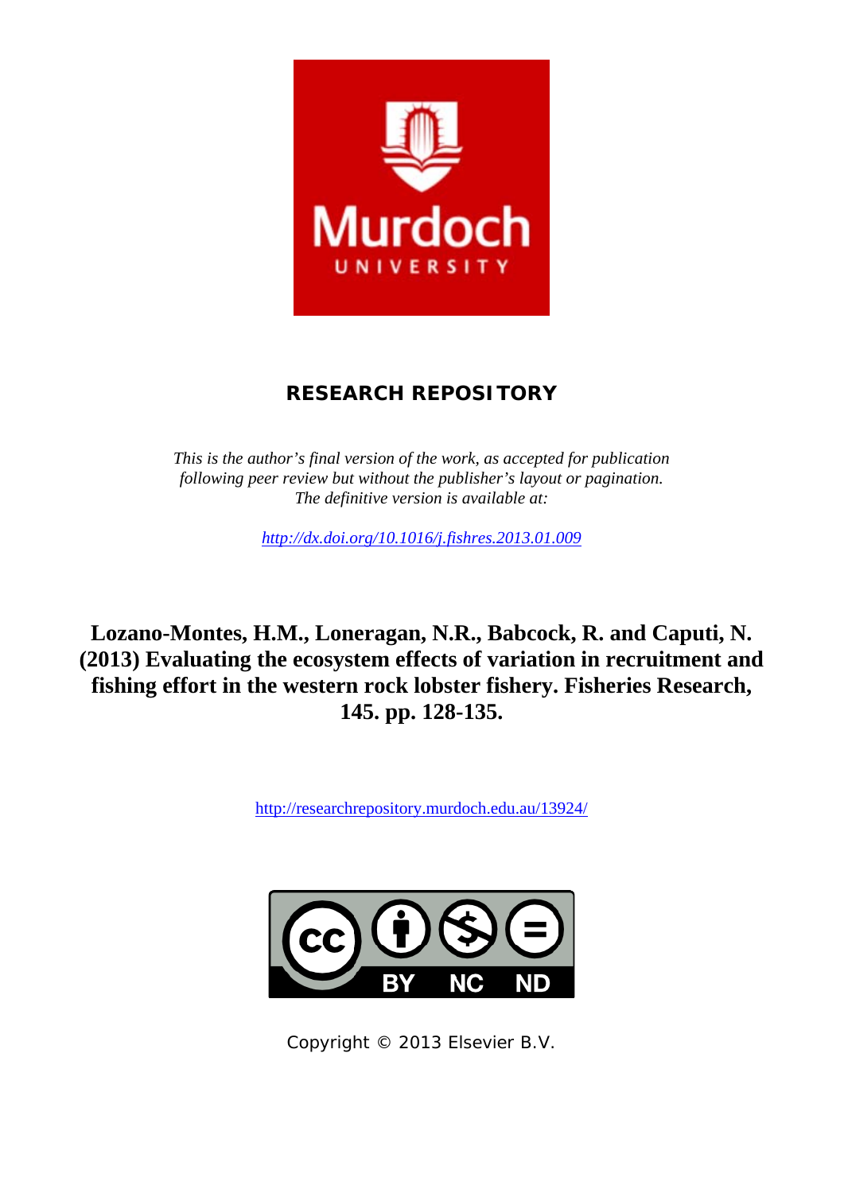Murdoch UNIVERSITY

**RESEARCH REPOSITORY**

*This is the author's final version of the work, as accepted for publication following peer review but without the publisher's layout or pagination. The definitive version is available at:*

*http://dx.doi.org/10.1016/j.fishres.2013.01.009*

**Lozano-Montes, H.M., Loneragan, N.R., Babcock, R. and Caputi, N. (2013) Evaluating the ecosystem effects of variation in recruitment and fishing effort in the western rock lobster fishery. Fisheries Research, 145. pp. 128-135.**

http://researchrepository.murdoch.edu.au/13924/

CC BY NC ND

Copyright © 2013 Elsevier B.V.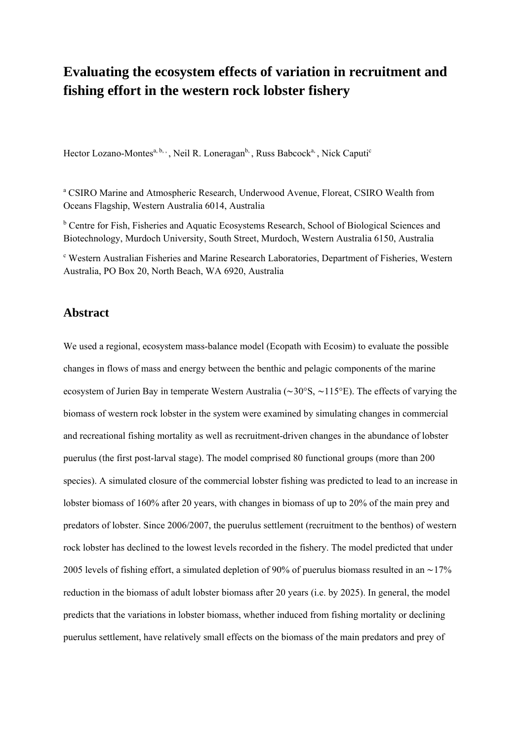# Evaluating the ecosystem effects of variation in recruitment and fishing effort in the western rock lobster fishery

Hector Lozano-Montes[a, b, *], Neil R. Loneragan[b], Russ Babcock[a], Nick Caputi[c]

[a] CSIRO Marine and Atmospheric Research, Underwood Avenue, Floreat, CSIRO Wealth from Oceans Flagship, Western Australia 6014, Australia

[b] Centre for Fish, Fisheries and Aquatic Ecosystems Research, School of Biological Sciences and Biotechnology, Murdoch University, South Street, Murdoch, Western Australia 6150, Australia

[c] Western Australian Fisheries and Marine Research Laboratories, Department of Fisheries, Western Australia, PO Box 20, North Beach, WA 6920, Australia

## Abstract

We used a regional, ecosystem mass-balance model (Ecopath with Ecosim) to evaluate the possible changes in flows of mass and energy between the benthic and pelagic components of the marine ecosystem of Jurien Bay in temperate Western Australia (∼30°S, ∼115°E). The effects of varying the biomass of western rock lobster in the system were examined by simulating changes in commercial and recreational fishing mortality as well as recruitment-driven changes in the abundance of lobster puerulus (the first post-larval stage). The model comprised 80 functional groups (more than 200 species). A simulated closure of the commercial lobster fishing was predicted to lead to an increase in lobster biomass of 160% after 20 years, with changes in biomass of up to 20% of the main prey and predators of lobster. Since 2006/2007, the puerulus settlement (recruitment to the benthos) of western rock lobster has declined to the lowest levels recorded in the fishery. The model predicted that under 2005 levels of fishing effort, a simulated depletion of 90% of puerulus biomass resulted in an ∼17% reduction in the biomass of adult lobster biomass after 20 years (i.e. by 2025). In general, the model predicts that the variations in lobster biomass, whether induced from fishing mortality or declining puerulus settlement, have relatively small effects on the biomass of the main predators and prey of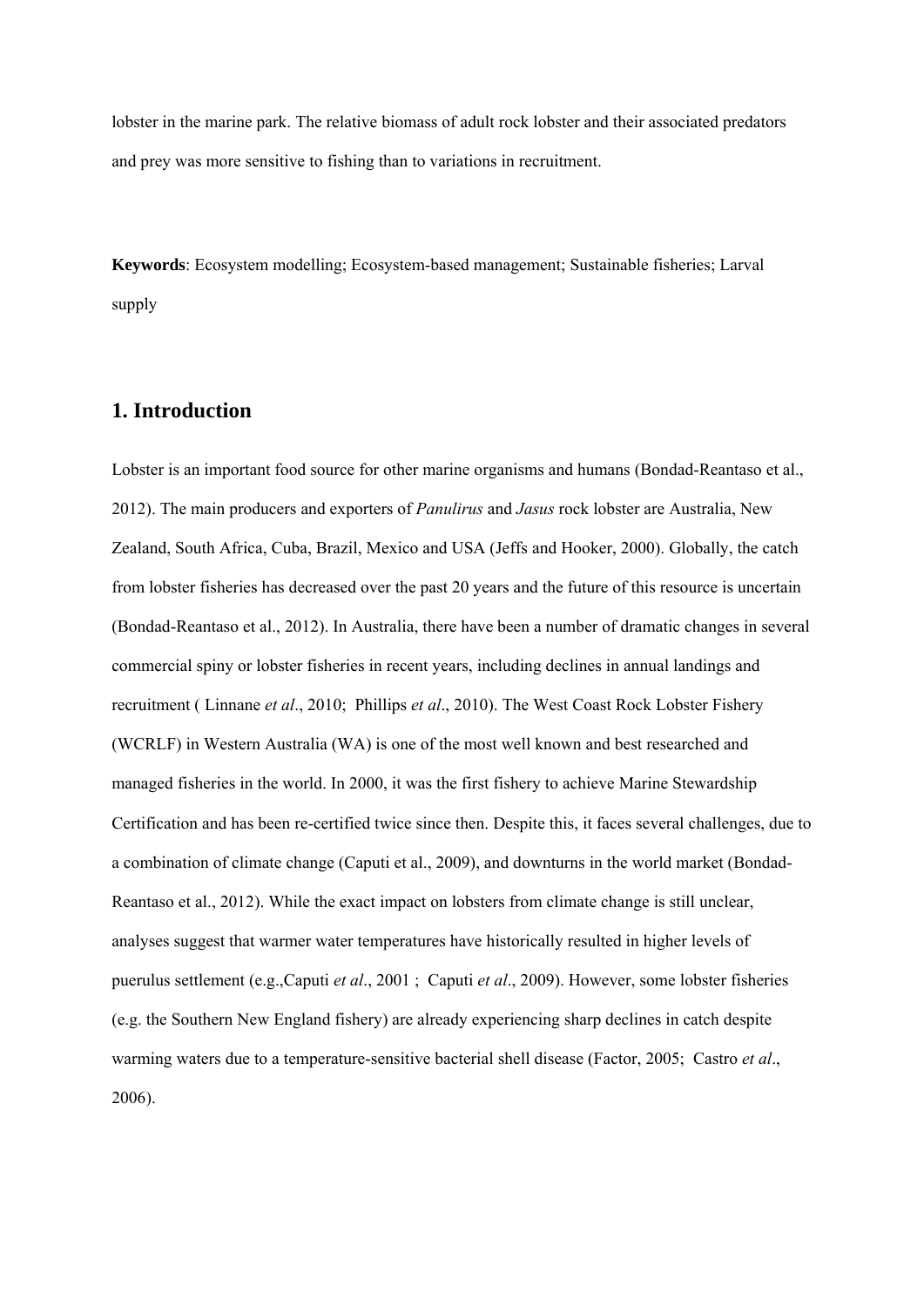lobster in the marine park. The relative biomass of adult rock lobster and their associated predators and prey was more sensitive to fishing than to variations in recruitment.

**Keywords**: Ecosystem modelling; Ecosystem-based management; Sustainable fisheries; Larval supply

## 1. Introduction

Lobster is an important food source for other marine organisms and humans (Bondad-Reantaso et al., 2012). The main producers and exporters of *Panulirus* and *Jasus* rock lobster are Australia, New Zealand, South Africa, Cuba, Brazil, Mexico and USA (Jeffs and Hooker, 2000). Globally, the catch from lobster fisheries has decreased over the past 20 years and the future of this resource is uncertain (Bondad-Reantaso et al., 2012). In Australia, there have been a number of dramatic changes in several commercial spiny or lobster fisheries in recent years, including declines in annual landings and recruitment ( Linnane *et al*., 2010; Phillips *et al*., 2010). The West Coast Rock Lobster Fishery (WCRLF) in Western Australia (WA) is one of the most well known and best researched and managed fisheries in the world. In 2000, it was the first fishery to achieve Marine Stewardship Certification and has been re-certified twice since then. Despite this, it faces several challenges, due to a combination of climate change (Caputi et al., 2009), and downturns in the world market (Bondad-Reantaso et al., 2012). While the exact impact on lobsters from climate change is still unclear, analyses suggest that warmer water temperatures have historically resulted in higher levels of puerulus settlement (e.g.,Caputi *et al*., 2001 ; Caputi *et al*., 2009). However, some lobster fisheries (e.g. the Southern New England fishery) are already experiencing sharp declines in catch despite warming waters due to a temperature-sensitive bacterial shell disease (Factor, 2005; Castro *et al*., 2006).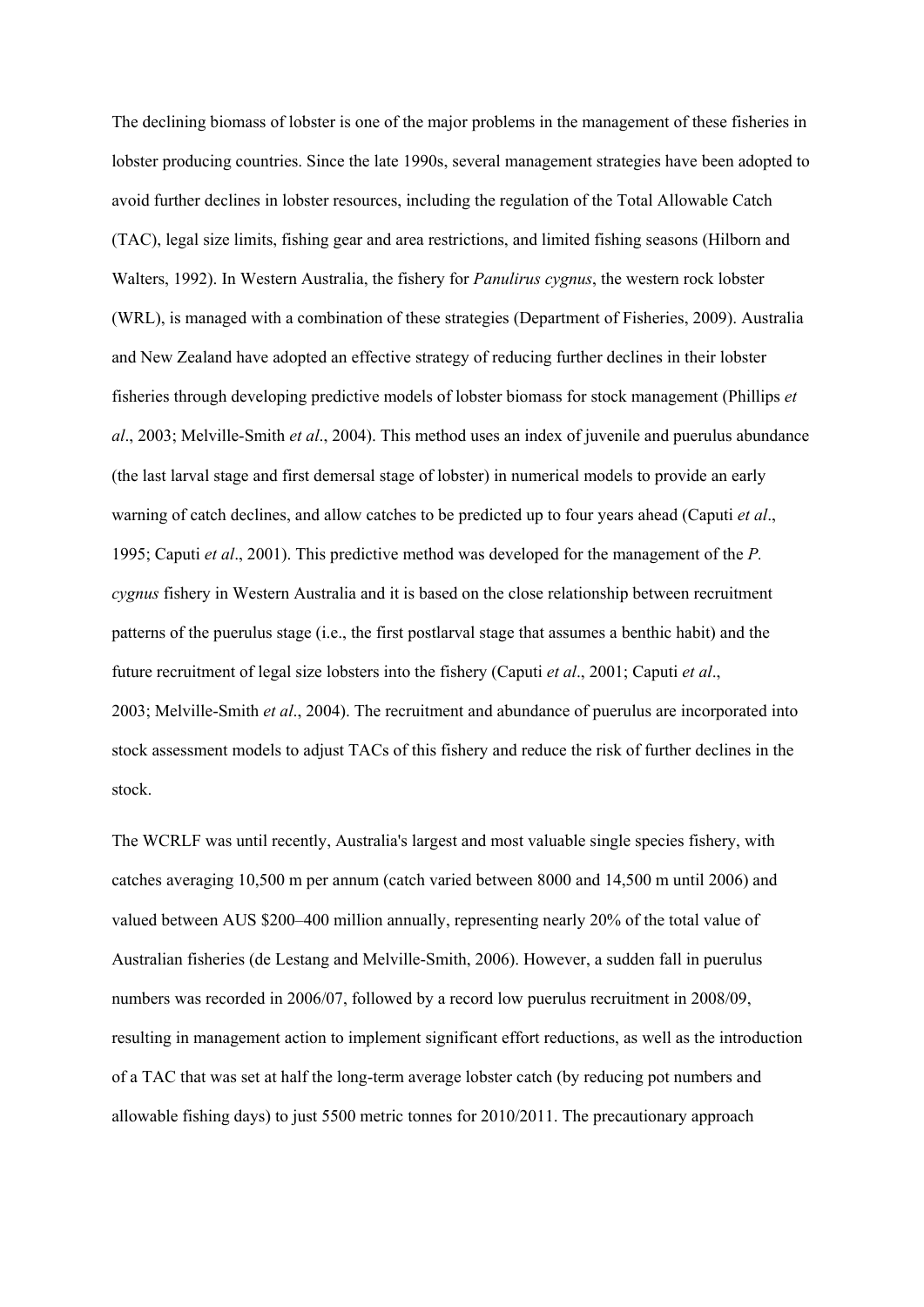The declining biomass of lobster is one of the major problems in the management of these fisheries in lobster producing countries. Since the late 1990s, several management strategies have been adopted to avoid further declines in lobster resources, including the regulation of the Total Allowable Catch (TAC), legal size limits, fishing gear and area restrictions, and limited fishing seasons (Hilborn and Walters, 1992). In Western Australia, the fishery for *Panulirus cygnus*, the western rock lobster (WRL), is managed with a combination of these strategies (Department of Fisheries, 2009). Australia and New Zealand have adopted an effective strategy of reducing further declines in their lobster fisheries through developing predictive models of lobster biomass for stock management (Phillips *et al*., 2003; Melville-Smith *et al*., 2004). This method uses an index of juvenile and puerulus abundance (the last larval stage and first demersal stage of lobster) in numerical models to provide an early warning of catch declines, and allow catches to be predicted up to four years ahead (Caputi *et al*., 1995; Caputi *et al*., 2001). This predictive method was developed for the management of the *P. cygnus* fishery in Western Australia and it is based on the close relationship between recruitment patterns of the puerulus stage (i.e., the first postlarval stage that assumes a benthic habit) and the future recruitment of legal size lobsters into the fishery (Caputi *et al*., 2001; Caputi *et al*., 2003; Melville-Smith *et al*., 2004). The recruitment and abundance of puerulus are incorporated into stock assessment models to adjust TACs of this fishery and reduce the risk of further declines in the stock.

The WCRLF was until recently, Australia's largest and most valuable single species fishery, with catches averaging 10,500 m per annum (catch varied between 8000 and 14,500 m until 2006) and valued between AUS $200–400 million annually, representing nearly 20% of the total value of Australian fisheries (de Lestang and Melville-Smith, 2006). However, a sudden fall in puerulus numbers was recorded in 2006/07, followed by a record low puerulus recruitment in 2008/09, resulting in management action to implement significant effort reductions, as well as the introduction of a TAC that was set at half the long-term average lobster catch (by reducing pot numbers and allowable fishing days) to just 5500 metric tonnes for 2010/2011. The precautionary approach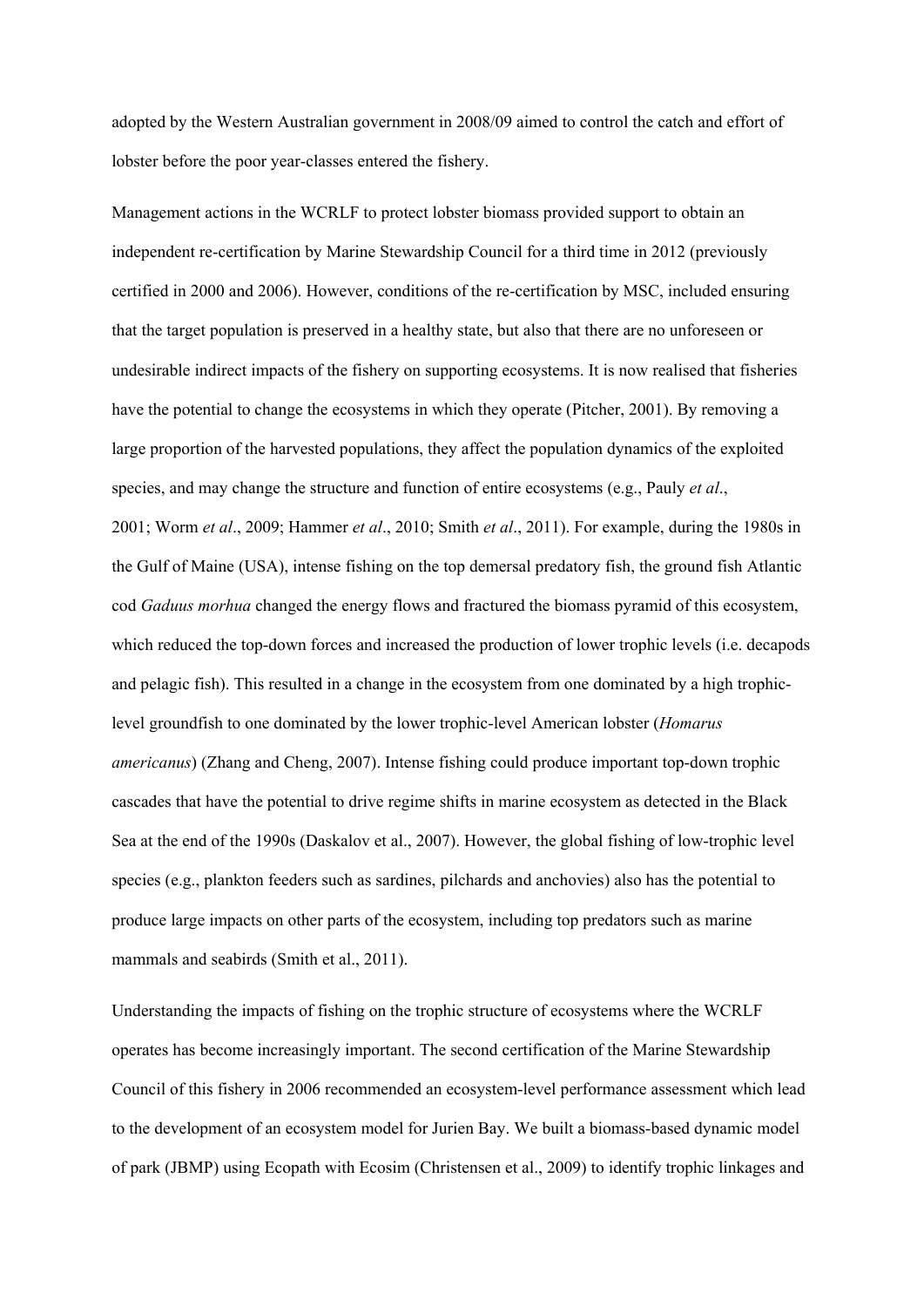adopted by the Western Australian government in 2008/09 aimed to control the catch and effort of lobster before the poor year-classes entered the fishery.

Management actions in the WCRLF to protect lobster biomass provided support to obtain an independent re-certification by Marine Stewardship Council for a third time in 2012 (previously certified in 2000 and 2006). However, conditions of the re-certification by MSC, included ensuring that the target population is preserved in a healthy state, but also that there are no unforeseen or undesirable indirect impacts of the fishery on supporting ecosystems. It is now realised that fisheries have the potential to change the ecosystems in which they operate (Pitcher, 2001). By removing a large proportion of the harvested populations, they affect the population dynamics of the exploited species, and may change the structure and function of entire ecosystems (e.g., Pauly *et al*., 2001; Worm *et al*., 2009; Hammer *et al*., 2010; Smith *et al*., 2011). For example, during the 1980s in the Gulf of Maine (USA), intense fishing on the top demersal predatory fish, the ground fish Atlantic cod *Gaduus morhua* changed the energy flows and fractured the biomass pyramid of this ecosystem, which reduced the top-down forces and increased the production of lower trophic levels (i.e. decapods and pelagic fish). This resulted in a change in the ecosystem from one dominated by a high trophic-level groundfish to one dominated by the lower trophic-level American lobster (*Homarus americanus*) (Zhang and Cheng, 2007). Intense fishing could produce important top-down trophic cascades that have the potential to drive regime shifts in marine ecosystem as detected in the Black Sea at the end of the 1990s (Daskalov et al., 2007). However, the global fishing of low-trophic level species (e.g., plankton feeders such as sardines, pilchards and anchovies) also has the potential to produce large impacts on other parts of the ecosystem, including top predators such as marine mammals and seabirds (Smith et al., 2011).

Understanding the impacts of fishing on the trophic structure of ecosystems where the WCRLF operates has become increasingly important. The second certification of the Marine Stewardship Council of this fishery in 2006 recommended an ecosystem-level performance assessment which lead to the development of an ecosystem model for Jurien Bay. We built a biomass-based dynamic model of park (JBMP) using Ecopath with Ecosim (Christensen et al., 2009) to identify trophic linkages and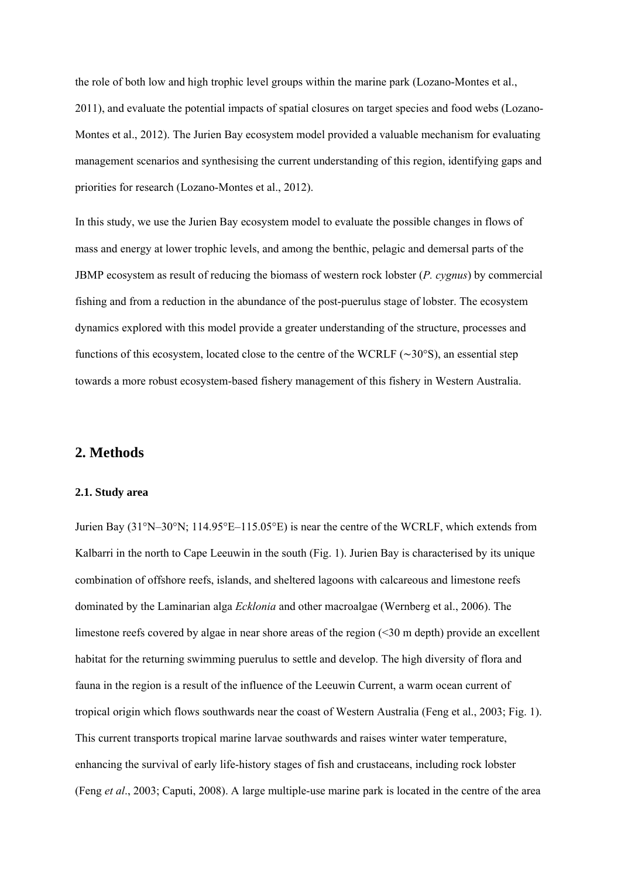the role of both low and high trophic level groups within the marine park (Lozano-Montes et al., 2011), and evaluate the potential impacts of spatial closures on target species and food webs (Lozano-Montes et al., 2012). The Jurien Bay ecosystem model provided a valuable mechanism for evaluating management scenarios and synthesising the current understanding of this region, identifying gaps and priorities for research (Lozano-Montes et al., 2012).

In this study, we use the Jurien Bay ecosystem model to evaluate the possible changes in flows of mass and energy at lower trophic levels, and among the benthic, pelagic and demersal parts of the JBMP ecosystem as result of reducing the biomass of western rock lobster (*P. cygnus*) by commercial fishing and from a reduction in the abundance of the post-puerulus stage of lobster. The ecosystem dynamics explored with this model provide a greater understanding of the structure, processes and functions of this ecosystem, located close to the centre of the WCRLF (∼30°S), an essential step towards a more robust ecosystem-based fishery management of this fishery in Western Australia.

## 2. Methods

### 2.1. Study area

Jurien Bay (31°N–30°N; 114.95°E–115.05°E) is near the centre of the WCRLF, which extends from Kalbarri in the north to Cape Leeuwin in the south (Fig. 1). Jurien Bay is characterised by its unique combination of offshore reefs, islands, and sheltered lagoons with calcareous and limestone reefs dominated by the Laminarian alga *Ecklonia* and other macroalgae (Wernberg et al., 2006). The limestone reefs covered by algae in near shore areas of the region (<30 m depth) provide an excellent habitat for the returning swimming puerulus to settle and develop. The high diversity of flora and fauna in the region is a result of the influence of the Leeuwin Current, a warm ocean current of tropical origin which flows southwards near the coast of Western Australia (Feng et al., 2003; Fig. 1). This current transports tropical marine larvae southwards and raises winter water temperature, enhancing the survival of early life-history stages of fish and crustaceans, including rock lobster (Feng *et al*., 2003; Caputi, 2008). A large multiple-use marine park is located in the centre of the area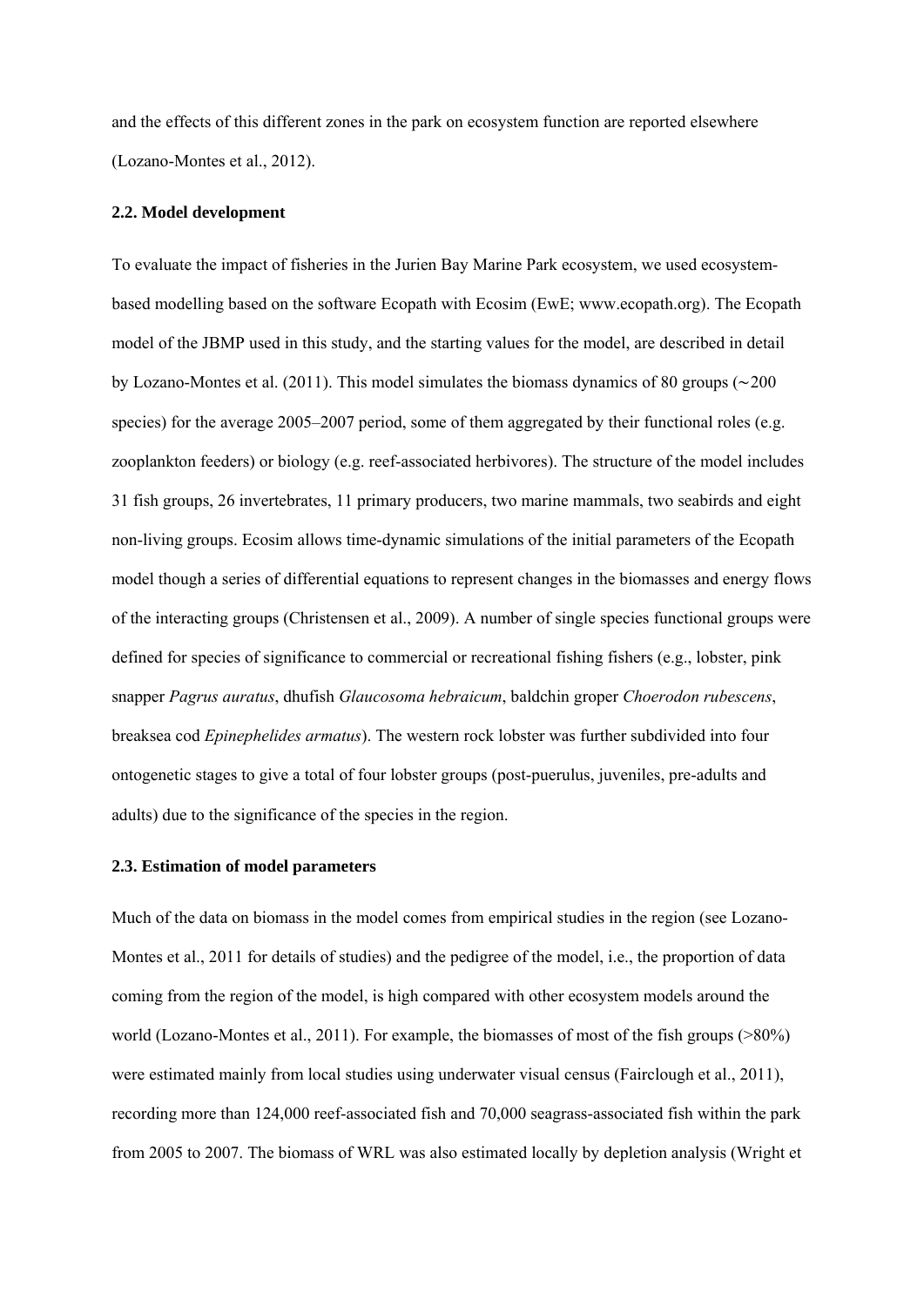and the effects of this different zones in the park on ecosystem function are reported elsewhere (Lozano-Montes et al., 2012).

### 2.2. Model development

To evaluate the impact of fisheries in the Jurien Bay Marine Park ecosystem, we used ecosystem-based modelling based on the software Ecopath with Ecosim (EwE; www.ecopath.org). The Ecopath model of the JBMP used in this study, and the starting values for the model, are described in detail by Lozano-Montes et al. (2011). This model simulates the biomass dynamics of 80 groups (~200 species) for the average 2005–2007 period, some of them aggregated by their functional roles (e.g. zooplankton feeders) or biology (e.g. reef-associated herbivores). The structure of the model includes 31 fish groups, 26 invertebrates, 11 primary producers, two marine mammals, two seabirds and eight non-living groups. Ecosim allows time-dynamic simulations of the initial parameters of the Ecopath model though a series of differential equations to represent changes in the biomasses and energy flows of the interacting groups (Christensen et al., 2009). A number of single species functional groups were defined for species of significance to commercial or recreational fishing fishers (e.g., lobster, pink snapper *Pagrus auratus*, dhufish *Glaucosoma hebraicum*, baldchin groper *Choerodon rubescens*, breaksea cod *Epinephelides armatus*). The western rock lobster was further subdivided into four ontogenetic stages to give a total of four lobster groups (post-puerulus, juveniles, pre-adults and adults) due to the significance of the species in the region.

### 2.3. Estimation of model parameters

Much of the data on biomass in the model comes from empirical studies in the region (see Lozano-Montes et al., 2011 for details of studies) and the pedigree of the model, i.e., the proportion of data coming from the region of the model, is high compared with other ecosystem models around the world (Lozano-Montes et al., 2011). For example, the biomasses of most of the fish groups (>80%) were estimated mainly from local studies using underwater visual census (Fairclough et al., 2011), recording more than 124,000 reef-associated fish and 70,000 seagrass-associated fish within the park from 2005 to 2007. The biomass of WRL was also estimated locally by depletion analysis (Wright et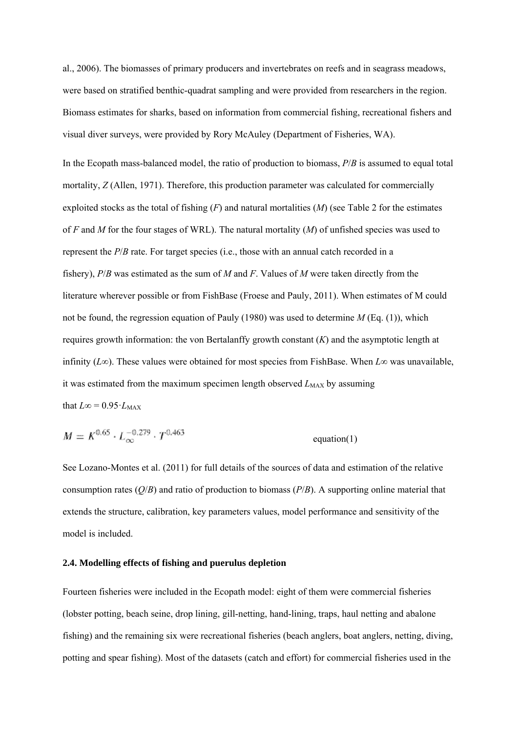al., 2006). The biomasses of primary producers and invertebrates on reefs and in seagrass meadows, were based on stratified benthic-quadrat sampling and were provided from researchers in the region. Biomass estimates for sharks, based on information from commercial fishing, recreational fishers and visual diver surveys, were provided by Rory McAuley (Department of Fisheries, WA).

In the Ecopath mass-balanced model, the ratio of production to biomass, *P*/*B* is assumed to equal total mortality, *Z* (Allen, 1971). Therefore, this production parameter was calculated for commercially exploited stocks as the total of fishing (*F*) and natural mortalities (*M*) (see Table 2 for the estimates of *F* and *M* for the four stages of WRL). The natural mortality (*M*) of unfished species was used to represent the *P*/*B* rate. For target species (i.e., those with an annual catch recorded in a fishery), *P*/*B* was estimated as the sum of *M* and *F*. Values of *M* were taken directly from the literature wherever possible or from FishBase (Froese and Pauly, 2011). When estimates of M could not be found, the regression equation of Pauly (1980) was used to determine *M* (Eq. (1)), which requires growth information: the von Bertalanffy growth constant (*K*) and the asymptotic length at infinity ($L_\infty$). These values were obtained for most species from FishBase. When $L_\infty$ was unavailable, it was estimated from the maximum specimen length observed $L_{MAX}$ by assuming that $L_\infty = 0.95 \cdot L_{MAX}$

$$M = K^{0.65} \cdot L_\infty^{-0.279} \cdot T^{0.463} \qquad \text{equation(1)}$$

See Lozano-Montes et al. (2011) for full details of the sources of data and estimation of the relative consumption rates (*Q*/*B*) and ratio of production to biomass (*P*/*B*). A supporting online material that extends the structure, calibration, key parameters values, model performance and sensitivity of the model is included.

### 2.4. Modelling effects of fishing and puerulus depletion

Fourteen fisheries were included in the Ecopath model: eight of them were commercial fisheries (lobster potting, beach seine, drop lining, gill-netting, hand-lining, traps, haul netting and abalone fishing) and the remaining six were recreational fisheries (beach anglers, boat anglers, netting, diving, potting and spear fishing). Most of the datasets (catch and effort) for commercial fisheries used in the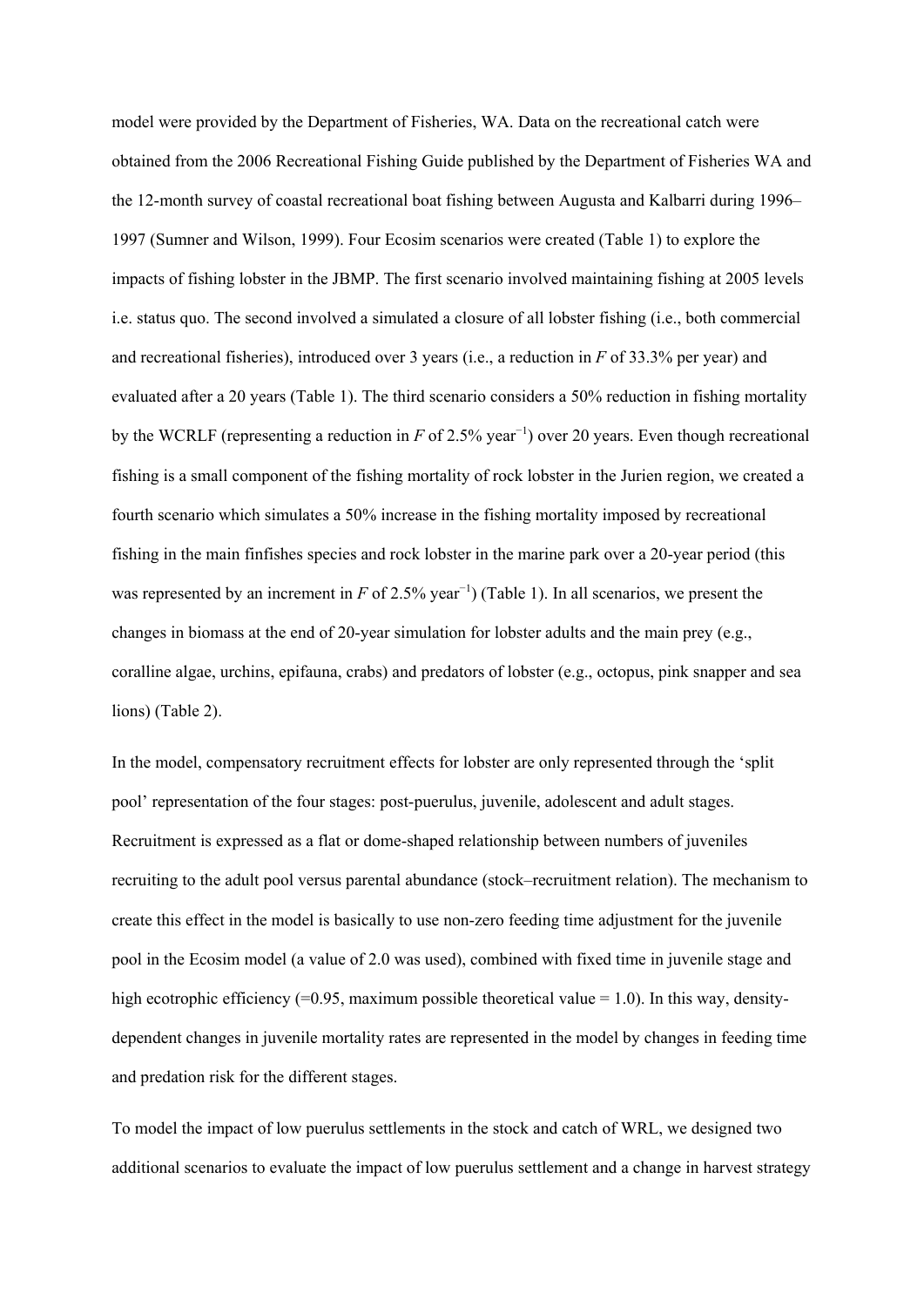model were provided by the Department of Fisheries, WA. Data on the recreational catch were obtained from the 2006 Recreational Fishing Guide published by the Department of Fisheries WA and the 12-month survey of coastal recreational boat fishing between Augusta and Kalbarri during 1996–1997 (Sumner and Wilson, 1999). Four Ecosim scenarios were created (Table 1) to explore the impacts of fishing lobster in the JBMP. The first scenario involved maintaining fishing at 2005 levels i.e. status quo. The second involved a simulated a closure of all lobster fishing (i.e., both commercial and recreational fisheries), introduced over 3 years (i.e., a reduction in $F$ of 33.3% per year) and evaluated after a 20 years (Table 1). The third scenario considers a 50% reduction in fishing mortality by the WCRLF (representing a reduction in $F$ of 2.5% year$^{-1}$) over 20 years. Even though recreational fishing is a small component of the fishing mortality of rock lobster in the Jurien region, we created a fourth scenario which simulates a 50% increase in the fishing mortality imposed by recreational fishing in the main finfishes species and rock lobster in the marine park over a 20-year period (this was represented by an increment in $F$ of 2.5% year$^{-1}$) (Table 1). In all scenarios, we present the changes in biomass at the end of 20-year simulation for lobster adults and the main prey (e.g., coralline algae, urchins, epifauna, crabs) and predators of lobster (e.g., octopus, pink snapper and sea lions) (Table 2).

In the model, compensatory recruitment effects for lobster are only represented through the 'split pool' representation of the four stages: post-puerulus, juvenile, adolescent and adult stages. Recruitment is expressed as a flat or dome-shaped relationship between numbers of juveniles recruiting to the adult pool versus parental abundance (stock–recruitment relation). The mechanism to create this effect in the model is basically to use non-zero feeding time adjustment for the juvenile pool in the Ecosim model (a value of 2.0 was used), combined with fixed time in juvenile stage and high ecotrophic efficiency (=0.95, maximum possible theoretical value = 1.0). In this way, density-dependent changes in juvenile mortality rates are represented in the model by changes in feeding time and predation risk for the different stages.

To model the impact of low puerulus settlements in the stock and catch of WRL, we designed two additional scenarios to evaluate the impact of low puerulus settlement and a change in harvest strategy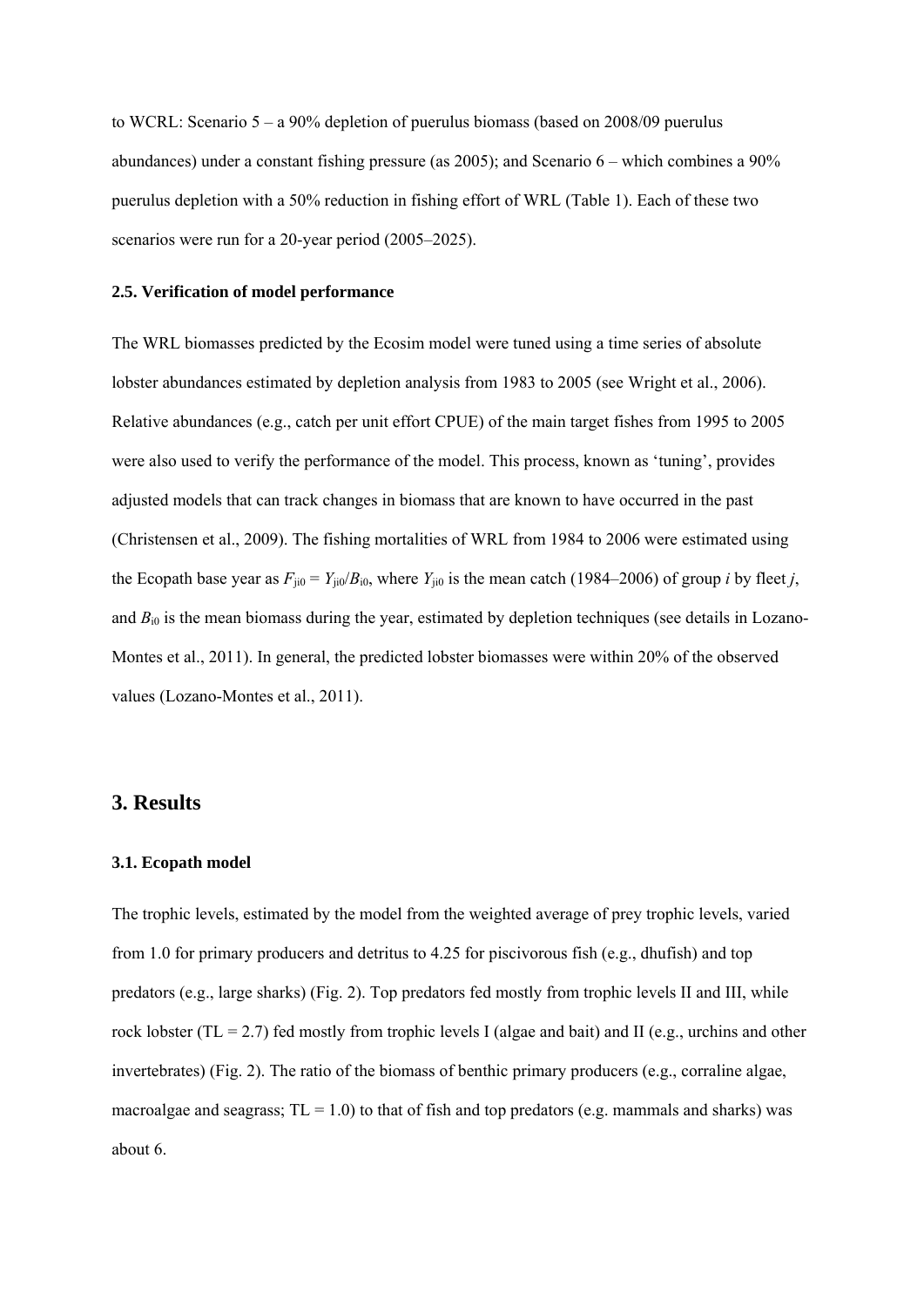to WCRL: Scenario 5 – a 90% depletion of puerulus biomass (based on 2008/09 puerulus abundances) under a constant fishing pressure (as 2005); and Scenario 6 – which combines a 90% puerulus depletion with a 50% reduction in fishing effort of WRL (Table 1). Each of these two scenarios were run for a 20-year period (2005–2025).

### 2.5. Verification of model performance

The WRL biomasses predicted by the Ecosim model were tuned using a time series of absolute lobster abundances estimated by depletion analysis from 1983 to 2005 (see Wright et al., 2006). Relative abundances (e.g., catch per unit effort CPUE) of the main target fishes from 1995 to 2005 were also used to verify the performance of the model. This process, known as 'tuning', provides adjusted models that can track changes in biomass that are known to have occurred in the past (Christensen et al., 2009). The fishing mortalities of WRL from 1984 to 2006 were estimated using the Ecopath base year as $F_{ji0} = Y_{ji0}/B_{i0}$, where $Y_{ji0}$ is the mean catch (1984–2006) of group $i$ by fleet $j$, and $B_{i0}$ is the mean biomass during the year, estimated by depletion techniques (see details in Lozano-Montes et al., 2011). In general, the predicted lobster biomasses were within 20% of the observed values (Lozano-Montes et al., 2011).

## 3. Results

### 3.1. Ecopath model

The trophic levels, estimated by the model from the weighted average of prey trophic levels, varied from 1.0 for primary producers and detritus to 4.25 for piscivorous fish (e.g., dhufish) and top predators (e.g., large sharks) (Fig. 2). Top predators fed mostly from trophic levels II and III, while rock lobster (TL = 2.7) fed mostly from trophic levels I (algae and bait) and II (e.g., urchins and other invertebrates) (Fig. 2). The ratio of the biomass of benthic primary producers (e.g., corraline algae, macroalgae and seagrass; TL = 1.0) to that of fish and top predators (e.g. mammals and sharks) was about 6.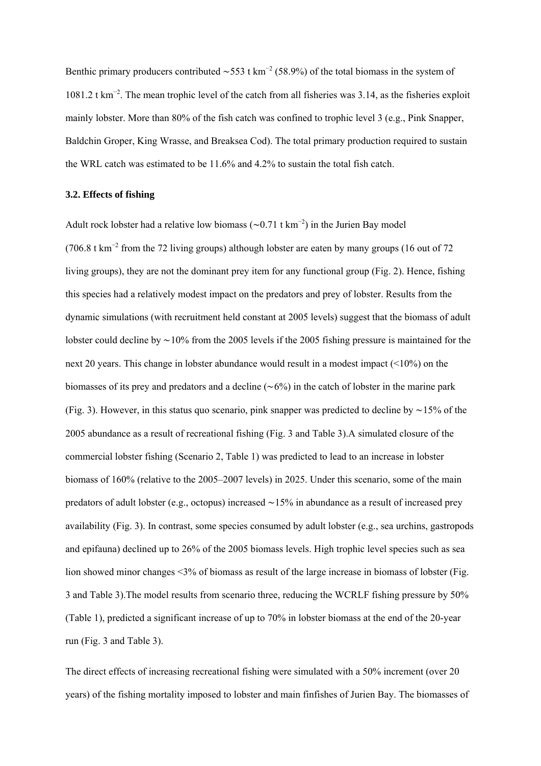Benthic primary producers contributed ∼553 t km$^{-2}$ (58.9%) of the total biomass in the system of 1081.2 t km$^{-2}$. The mean trophic level of the catch from all fisheries was 3.14, as the fisheries exploit mainly lobster. More than 80% of the fish catch was confined to trophic level 3 (e.g., Pink Snapper, Baldchin Groper, King Wrasse, and Breaksea Cod). The total primary production required to sustain the WRL catch was estimated to be 11.6% and 4.2% to sustain the total fish catch.

### 3.2. Effects of fishing

Adult rock lobster had a relative low biomass (∼0.71 t km$^{-2}$) in the Jurien Bay model (706.8 t km$^{-2}$ from the 72 living groups) although lobster are eaten by many groups (16 out of 72 living groups), they are not the dominant prey item for any functional group (Fig. 2). Hence, fishing this species had a relatively modest impact on the predators and prey of lobster. Results from the dynamic simulations (with recruitment held constant at 2005 levels) suggest that the biomass of adult lobster could decline by ∼10% from the 2005 levels if the 2005 fishing pressure is maintained for the next 20 years. This change in lobster abundance would result in a modest impact (<10%) on the biomasses of its prey and predators and a decline (∼6%) in the catch of lobster in the marine park (Fig. 3). However, in this status quo scenario, pink snapper was predicted to decline by ∼15% of the 2005 abundance as a result of recreational fishing (Fig. 3 and Table 3).A simulated closure of the commercial lobster fishing (Scenario 2, Table 1) was predicted to lead to an increase in lobster biomass of 160% (relative to the 2005–2007 levels) in 2025. Under this scenario, some of the main predators of adult lobster (e.g., octopus) increased ∼15% in abundance as a result of increased prey availability (Fig. 3). In contrast, some species consumed by adult lobster (e.g., sea urchins, gastropods and epifauna) declined up to 26% of the 2005 biomass levels. High trophic level species such as sea lion showed minor changes <3% of biomass as result of the large increase in biomass of lobster (Fig. 3 and Table 3).The model results from scenario three, reducing the WCRLF fishing pressure by 50% (Table 1), predicted a significant increase of up to 70% in lobster biomass at the end of the 20-year run (Fig. 3 and Table 3).

The direct effects of increasing recreational fishing were simulated with a 50% increment (over 20 years) of the fishing mortality imposed to lobster and main finfishes of Jurien Bay. The biomasses of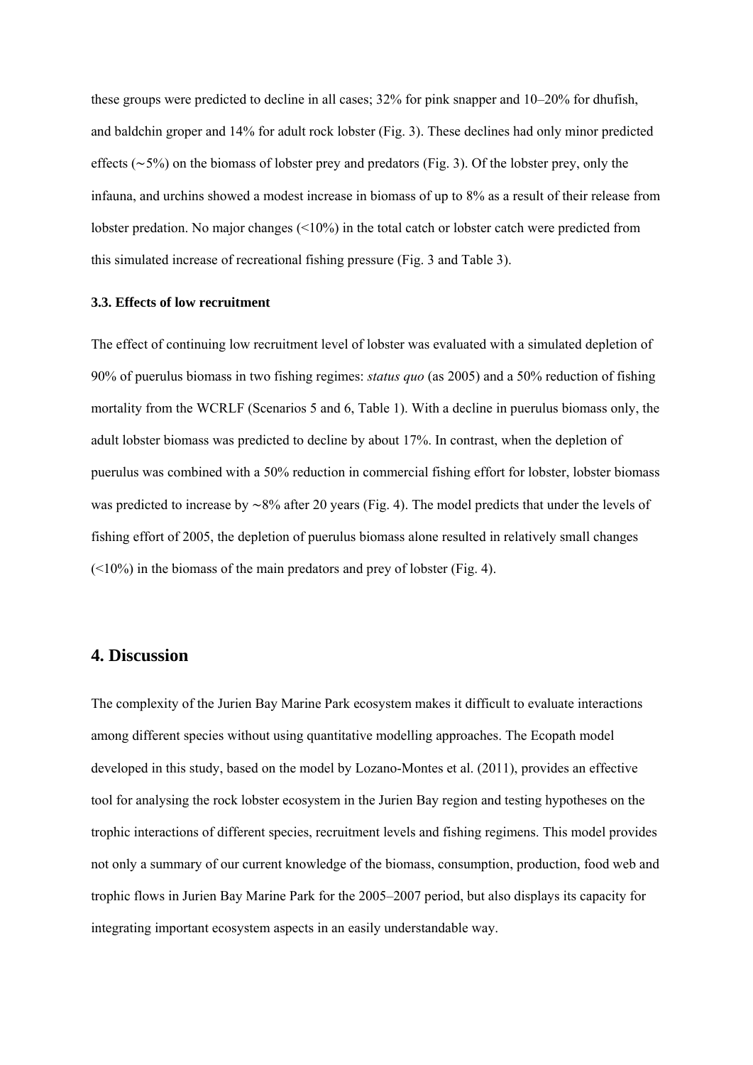these groups were predicted to decline in all cases; 32% for pink snapper and 10–20% for dhufish, and baldchin groper and 14% for adult rock lobster (Fig. 3). These declines had only minor predicted effects (∼5%) on the biomass of lobster prey and predators (Fig. 3). Of the lobster prey, only the infauna, and urchins showed a modest increase in biomass of up to 8% as a result of their release from lobster predation. No major changes (<10%) in the total catch or lobster catch were predicted from this simulated increase of recreational fishing pressure (Fig. 3 and Table 3).

### 3.3. Effects of low recruitment

The effect of continuing low recruitment level of lobster was evaluated with a simulated depletion of 90% of puerulus biomass in two fishing regimes: *status quo* (as 2005) and a 50% reduction of fishing mortality from the WCRLF (Scenarios 5 and 6, Table 1). With a decline in puerulus biomass only, the adult lobster biomass was predicted to decline by about 17%. In contrast, when the depletion of puerulus was combined with a 50% reduction in commercial fishing effort for lobster, lobster biomass was predicted to increase by ∼8% after 20 years (Fig. 4). The model predicts that under the levels of fishing effort of 2005, the depletion of puerulus biomass alone resulted in relatively small changes (<10%) in the biomass of the main predators and prey of lobster (Fig. 4).

## 4. Discussion

The complexity of the Jurien Bay Marine Park ecosystem makes it difficult to evaluate interactions among different species without using quantitative modelling approaches. The Ecopath model developed in this study, based on the model by Lozano-Montes et al. (2011), provides an effective tool for analysing the rock lobster ecosystem in the Jurien Bay region and testing hypotheses on the trophic interactions of different species, recruitment levels and fishing regimens. This model provides not only a summary of our current knowledge of the biomass, consumption, production, food web and trophic flows in Jurien Bay Marine Park for the 2005–2007 period, but also displays its capacity for integrating important ecosystem aspects in an easily understandable way.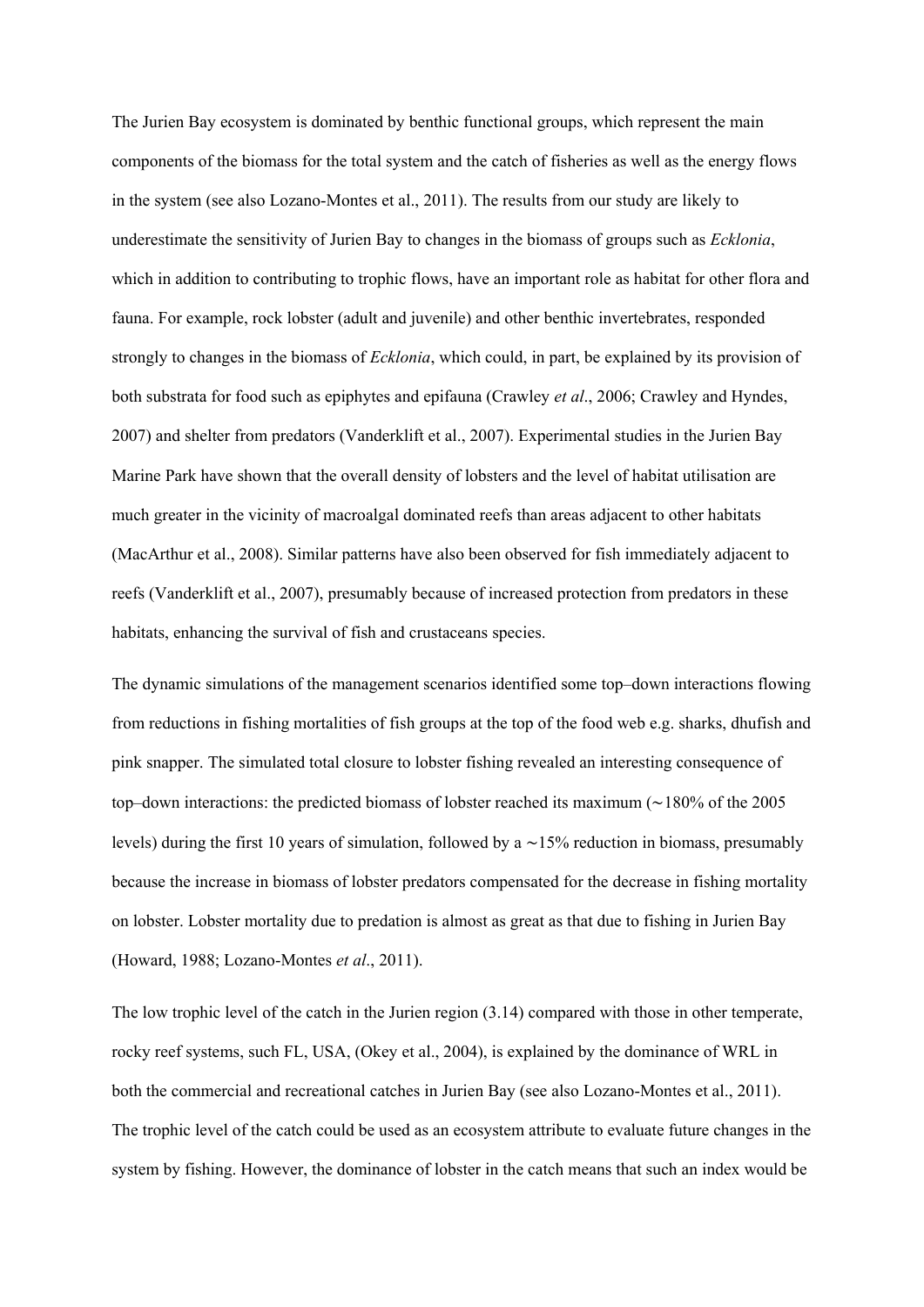The Jurien Bay ecosystem is dominated by benthic functional groups, which represent the main components of the biomass for the total system and the catch of fisheries as well as the energy flows in the system (see also Lozano-Montes et al., 2011). The results from our study are likely to underestimate the sensitivity of Jurien Bay to changes in the biomass of groups such as *Ecklonia*, which in addition to contributing to trophic flows, have an important role as habitat for other flora and fauna. For example, rock lobster (adult and juvenile) and other benthic invertebrates, responded strongly to changes in the biomass of *Ecklonia*, which could, in part, be explained by its provision of both substrata for food such as epiphytes and epifauna (Crawley *et al*., 2006; Crawley and Hyndes, 2007) and shelter from predators (Vanderklift et al., 2007). Experimental studies in the Jurien Bay Marine Park have shown that the overall density of lobsters and the level of habitat utilisation are much greater in the vicinity of macroalgal dominated reefs than areas adjacent to other habitats (MacArthur et al., 2008). Similar patterns have also been observed for fish immediately adjacent to reefs (Vanderklift et al., 2007), presumably because of increased protection from predators in these habitats, enhancing the survival of fish and crustaceans species.

The dynamic simulations of the management scenarios identified some top–down interactions flowing from reductions in fishing mortalities of fish groups at the top of the food web e.g. sharks, dhufish and pink snapper. The simulated total closure to lobster fishing revealed an interesting consequence of top–down interactions: the predicted biomass of lobster reached its maximum (∼180% of the 2005 levels) during the first 10 years of simulation, followed by a ∼15% reduction in biomass, presumably because the increase in biomass of lobster predators compensated for the decrease in fishing mortality on lobster. Lobster mortality due to predation is almost as great as that due to fishing in Jurien Bay (Howard, 1988; Lozano-Montes *et al*., 2011).

The low trophic level of the catch in the Jurien region (3.14) compared with those in other temperate, rocky reef systems, such FL, USA, (Okey et al., 2004), is explained by the dominance of WRL in both the commercial and recreational catches in Jurien Bay (see also Lozano-Montes et al., 2011). The trophic level of the catch could be used as an ecosystem attribute to evaluate future changes in the system by fishing. However, the dominance of lobster in the catch means that such an index would be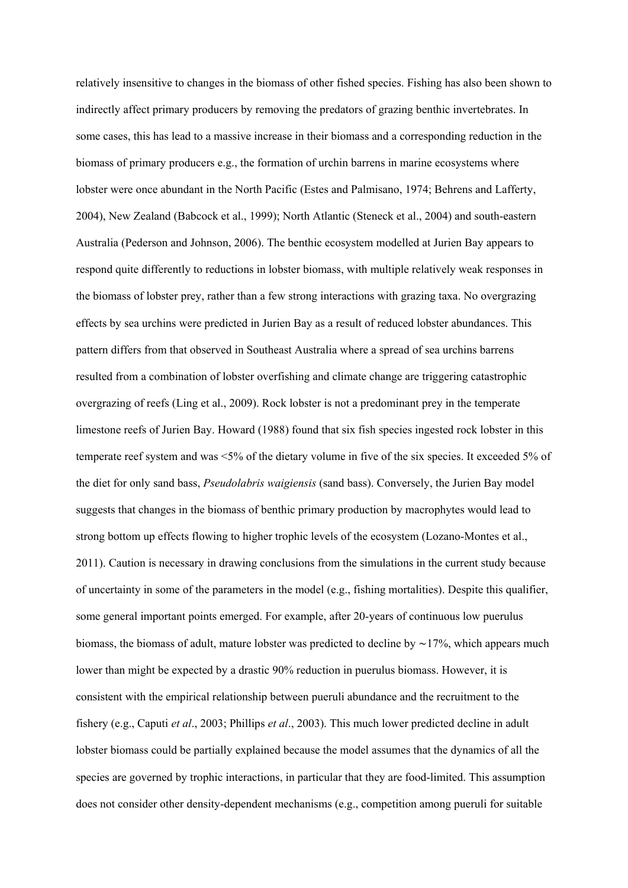relatively insensitive to changes in the biomass of other fished species. Fishing has also been shown to indirectly affect primary producers by removing the predators of grazing benthic invertebrates. In some cases, this has lead to a massive increase in their biomass and a corresponding reduction in the biomass of primary producers e.g., the formation of urchin barrens in marine ecosystems where lobster were once abundant in the North Pacific (Estes and Palmisano, 1974; Behrens and Lafferty, 2004), New Zealand (Babcock et al., 1999); North Atlantic (Steneck et al., 2004) and south-eastern Australia (Pederson and Johnson, 2006). The benthic ecosystem modelled at Jurien Bay appears to respond quite differently to reductions in lobster biomass, with multiple relatively weak responses in the biomass of lobster prey, rather than a few strong interactions with grazing taxa. No overgrazing effects by sea urchins were predicted in Jurien Bay as a result of reduced lobster abundances. This pattern differs from that observed in Southeast Australia where a spread of sea urchins barrens resulted from a combination of lobster overfishing and climate change are triggering catastrophic overgrazing of reefs (Ling et al., 2009). Rock lobster is not a predominant prey in the temperate limestone reefs of Jurien Bay. Howard (1988) found that six fish species ingested rock lobster in this temperate reef system and was <5% of the dietary volume in five of the six species. It exceeded 5% of the diet for only sand bass, *Pseudolabris waigiensis* (sand bass). Conversely, the Jurien Bay model suggests that changes in the biomass of benthic primary production by macrophytes would lead to strong bottom up effects flowing to higher trophic levels of the ecosystem (Lozano-Montes et al., 2011). Caution is necessary in drawing conclusions from the simulations in the current study because of uncertainty in some of the parameters in the model (e.g., fishing mortalities). Despite this qualifier, some general important points emerged. For example, after 20-years of continuous low puerulus biomass, the biomass of adult, mature lobster was predicted to decline by ∼17%, which appears much lower than might be expected by a drastic 90% reduction in puerulus biomass. However, it is consistent with the empirical relationship between pueruli abundance and the recruitment to the fishery (e.g., Caputi *et al*., 2003; Phillips *et al*., 2003). This much lower predicted decline in adult lobster biomass could be partially explained because the model assumes that the dynamics of all the species are governed by trophic interactions, in particular that they are food-limited. This assumption does not consider other density-dependent mechanisms (e.g., competition among pueruli for suitable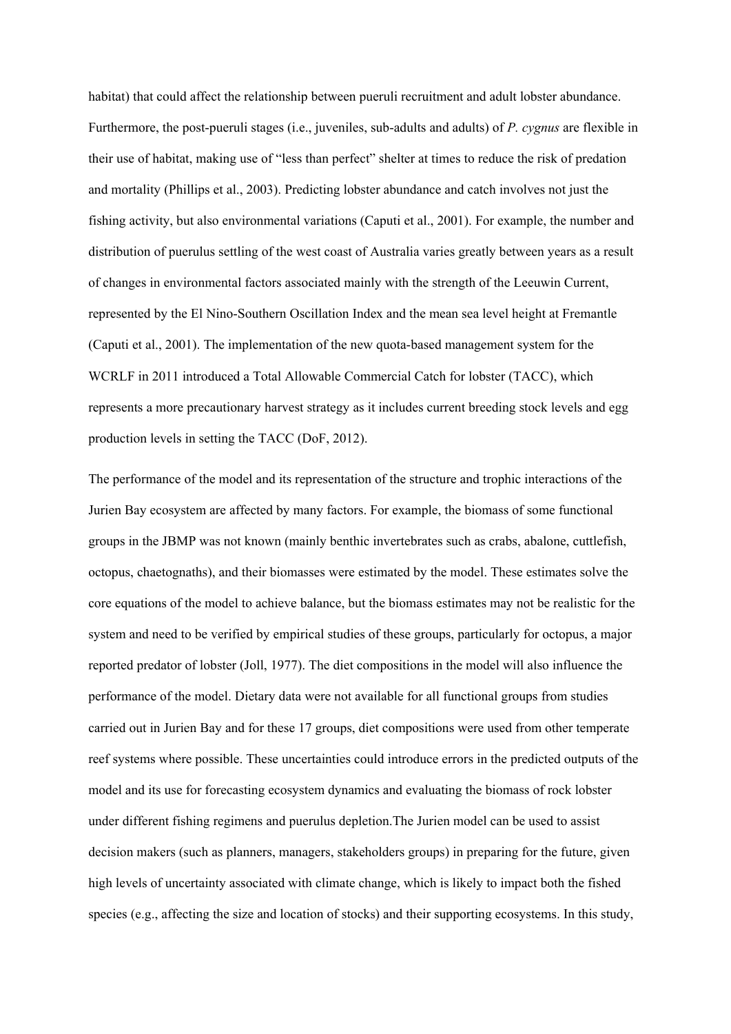habitat) that could affect the relationship between pueruli recruitment and adult lobster abundance. Furthermore, the post-pueruli stages (i.e., juveniles, sub-adults and adults) of *P. cygnus* are flexible in their use of habitat, making use of "less than perfect" shelter at times to reduce the risk of predation and mortality (Phillips et al., 2003). Predicting lobster abundance and catch involves not just the fishing activity, but also environmental variations (Caputi et al., 2001). For example, the number and distribution of puerulus settling of the west coast of Australia varies greatly between years as a result of changes in environmental factors associated mainly with the strength of the Leeuwin Current, represented by the El Nino-Southern Oscillation Index and the mean sea level height at Fremantle (Caputi et al., 2001). The implementation of the new quota-based management system for the WCRLF in 2011 introduced a Total Allowable Commercial Catch for lobster (TACC), which represents a more precautionary harvest strategy as it includes current breeding stock levels and egg production levels in setting the TACC (DoF, 2012).

The performance of the model and its representation of the structure and trophic interactions of the Jurien Bay ecosystem are affected by many factors. For example, the biomass of some functional groups in the JBMP was not known (mainly benthic invertebrates such as crabs, abalone, cuttlefish, octopus, chaetognaths), and their biomasses were estimated by the model. These estimates solve the core equations of the model to achieve balance, but the biomass estimates may not be realistic for the system and need to be verified by empirical studies of these groups, particularly for octopus, a major reported predator of lobster (Joll, 1977). The diet compositions in the model will also influence the performance of the model. Dietary data were not available for all functional groups from studies carried out in Jurien Bay and for these 17 groups, diet compositions were used from other temperate reef systems where possible. These uncertainties could introduce errors in the predicted outputs of the model and its use for forecasting ecosystem dynamics and evaluating the biomass of rock lobster under different fishing regimens and puerulus depletion.The Jurien model can be used to assist decision makers (such as planners, managers, stakeholders groups) in preparing for the future, given high levels of uncertainty associated with climate change, which is likely to impact both the fished species (e.g., affecting the size and location of stocks) and their supporting ecosystems. In this study,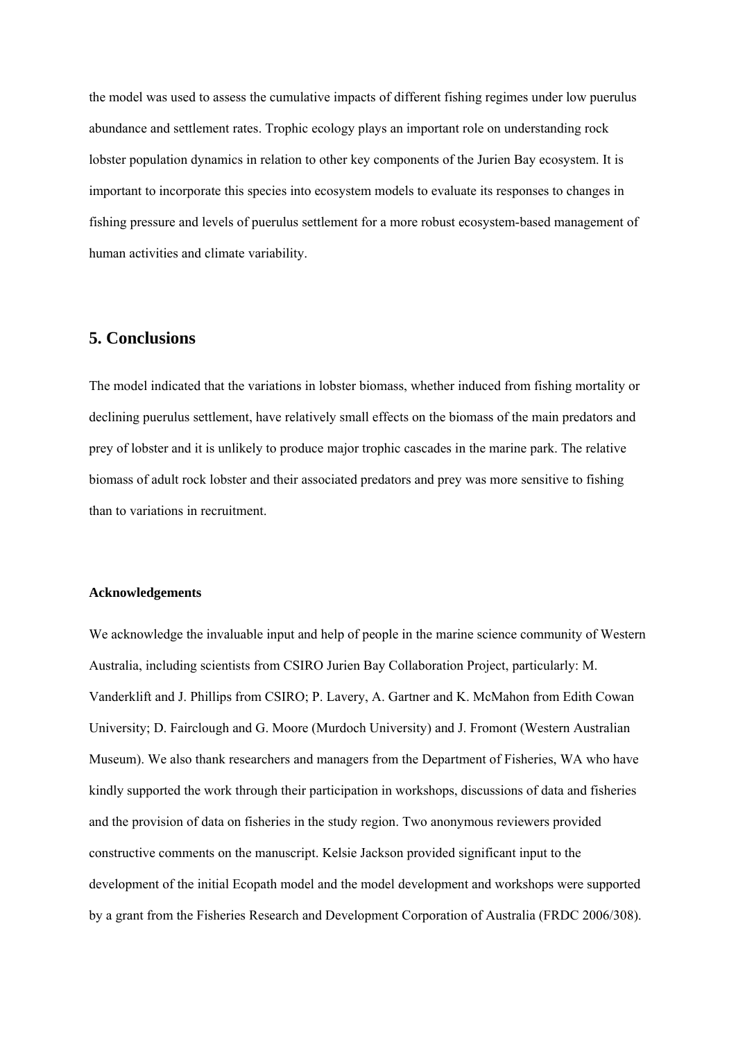the model was used to assess the cumulative impacts of different fishing regimes under low puerulus abundance and settlement rates. Trophic ecology plays an important role on understanding rock lobster population dynamics in relation to other key components of the Jurien Bay ecosystem. It is important to incorporate this species into ecosystem models to evaluate its responses to changes in fishing pressure and levels of puerulus settlement for a more robust ecosystem-based management of human activities and climate variability.

## 5. Conclusions

The model indicated that the variations in lobster biomass, whether induced from fishing mortality or declining puerulus settlement, have relatively small effects on the biomass of the main predators and prey of lobster and it is unlikely to produce major trophic cascades in the marine park. The relative biomass of adult rock lobster and their associated predators and prey was more sensitive to fishing than to variations in recruitment.

**Acknowledgements**

We acknowledge the invaluable input and help of people in the marine science community of Western Australia, including scientists from CSIRO Jurien Bay Collaboration Project, particularly: M. Vanderklift and J. Phillips from CSIRO; P. Lavery, A. Gartner and K. McMahon from Edith Cowan University; D. Fairclough and G. Moore (Murdoch University) and J. Fromont (Western Australian Museum). We also thank researchers and managers from the Department of Fisheries, WA who have kindly supported the work through their participation in workshops, discussions of data and fisheries and the provision of data on fisheries in the study region. Two anonymous reviewers provided constructive comments on the manuscript. Kelsie Jackson provided significant input to the development of the initial Ecopath model and the model development and workshops were supported by a grant from the Fisheries Research and Development Corporation of Australia (FRDC 2006/308).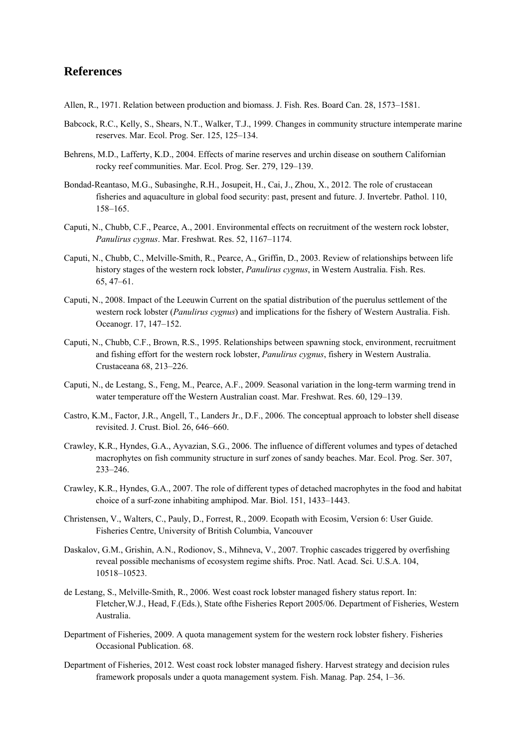## References

Allen, R., 1971. Relation between production and biomass. J. Fish. Res. Board Can. 28, 1573–1581.

Babcock, R.C., Kelly, S., Shears, N.T., Walker, T.J., 1999. Changes in community structure intemperate marine reserves. Mar. Ecol. Prog. Ser. 125, 125–134.

Behrens, M.D., Lafferty, K.D., 2004. Effects of marine reserves and urchin disease on southern Californian rocky reef communities. Mar. Ecol. Prog. Ser. 279, 129–139.

Bondad-Reantaso, M.G., Subasinghe, R.H., Josupeit, H., Cai, J., Zhou, X., 2012. The role of crustacean fisheries and aquaculture in global food security: past, present and future. J. Invertebr. Pathol. 110, 158–165.

Caputi, N., Chubb, C.F., Pearce, A., 2001. Environmental effects on recruitment of the western rock lobster, *Panulirus cygnus*. Mar. Freshwat. Res. 52, 1167–1174.

Caputi, N., Chubb, C., Melville-Smith, R., Pearce, A., Griffin, D., 2003. Review of relationships between life history stages of the western rock lobster, *Panulirus cygnus*, in Western Australia. Fish. Res. 65, 47–61.

Caputi, N., 2008. Impact of the Leeuwin Current on the spatial distribution of the puerulus settlement of the western rock lobster (*Panulirus cygnus*) and implications for the fishery of Western Australia. Fish. Oceanogr. 17, 147–152.

Caputi, N., Chubb, C.F., Brown, R.S., 1995. Relationships between spawning stock, environment, recruitment and fishing effort for the western rock lobster, *Panulirus cygnus*, fishery in Western Australia. Crustaceana 68, 213–226.

Caputi, N., de Lestang, S., Feng, M., Pearce, A.F., 2009. Seasonal variation in the long-term warming trend in water temperature off the Western Australian coast. Mar. Freshwat. Res. 60, 129–139.

Castro, K.M., Factor, J.R., Angell, T., Landers Jr., D.F., 2006. The conceptual approach to lobster shell disease revisited. J. Crust. Biol. 26, 646–660.

Crawley, K.R., Hyndes, G.A., Ayvazian, S.G., 2006. The influence of different volumes and types of detached macrophytes on fish community structure in surf zones of sandy beaches. Mar. Ecol. Prog. Ser. 307, 233–246.

Crawley, K.R., Hyndes, G.A., 2007. The role of different types of detached macrophytes in the food and habitat choice of a surf-zone inhabiting amphipod. Mar. Biol. 151, 1433–1443.

Christensen, V., Walters, C., Pauly, D., Forrest, R., 2009. Ecopath with Ecosim, Version 6: User Guide. Fisheries Centre, University of British Columbia, Vancouver

Daskalov, G.M., Grishin, A.N., Rodionov, S., Mihneva, V., 2007. Trophic cascades triggered by overfishing reveal possible mechanisms of ecosystem regime shifts. Proc. Natl. Acad. Sci. U.S.A. 104, 10518–10523.

de Lestang, S., Melville-Smith, R., 2006. West coast rock lobster managed fishery status report. In: Fletcher,W.J., Head, F.(Eds.), State ofthe Fisheries Report 2005/06. Department of Fisheries, Western Australia.

Department of Fisheries, 2009. A quota management system for the western rock lobster fishery. Fisheries Occasional Publication. 68.

Department of Fisheries, 2012. West coast rock lobster managed fishery. Harvest strategy and decision rules framework proposals under a quota management system. Fish. Manag. Pap. 254, 1–36.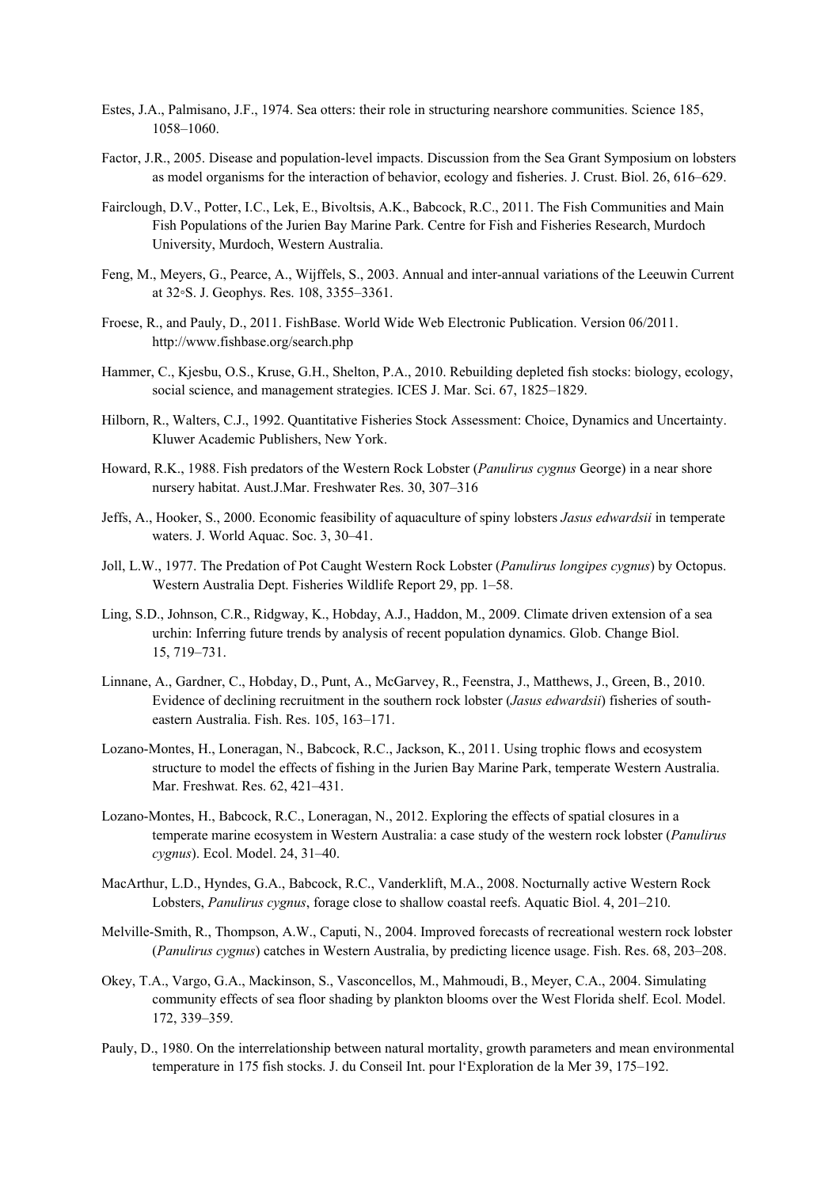Estes, J.A., Palmisano, J.F., 1974. Sea otters: their role in structuring nearshore communities. Science 185, 1058–1060.

Factor, J.R., 2005. Disease and population-level impacts. Discussion from the Sea Grant Symposium on lobsters as model organisms for the interaction of behavior, ecology and fisheries. J. Crust. Biol. 26, 616–629.

Fairclough, D.V., Potter, I.C., Lek, E., Bivoltsis, A.K., Babcock, R.C., 2011. The Fish Communities and Main Fish Populations of the Jurien Bay Marine Park. Centre for Fish and Fisheries Research, Murdoch University, Murdoch, Western Australia.

Feng, M., Meyers, G., Pearce, A., Wijffels, S., 2003. Annual and inter-annual variations of the Leeuwin Current at 32◦S. J. Geophys. Res. 108, 3355–3361.

Froese, R., and Pauly, D., 2011. FishBase. World Wide Web Electronic Publication. Version 06/2011. http://www.fishbase.org/search.php

Hammer, C., Kjesbu, O.S., Kruse, G.H., Shelton, P.A., 2010. Rebuilding depleted fish stocks: biology, ecology, social science, and management strategies. ICES J. Mar. Sci. 67, 1825–1829.

Hilborn, R., Walters, C.J., 1992. Quantitative Fisheries Stock Assessment: Choice, Dynamics and Uncertainty. Kluwer Academic Publishers, New York.

Howard, R.K., 1988. Fish predators of the Western Rock Lobster (*Panulirus cygnus* George) in a near shore nursery habitat. Aust.J.Mar. Freshwater Res. 30, 307–316

Jeffs, A., Hooker, S., 2000. Economic feasibility of aquaculture of spiny lobsters *Jasus edwardsii* in temperate waters. J. World Aquac. Soc. 3, 30–41.

Joll, L.W., 1977. The Predation of Pot Caught Western Rock Lobster (*Panulirus longipes cygnus*) by Octopus. Western Australia Dept. Fisheries Wildlife Report 29, pp. 1–58.

Ling, S.D., Johnson, C.R., Ridgway, K., Hobday, A.J., Haddon, M., 2009. Climate driven extension of a sea urchin: Inferring future trends by analysis of recent population dynamics. Glob. Change Biol. 15, 719–731.

Linnane, A., Gardner, C., Hobday, D., Punt, A., McGarvey, R., Feenstra, J., Matthews, J., Green, B., 2010. Evidence of declining recruitment in the southern rock lobster (*Jasus edwardsii*) fisheries of south-eastern Australia. Fish. Res. 105, 163–171.

Lozano-Montes, H., Loneragan, N., Babcock, R.C., Jackson, K., 2011. Using trophic flows and ecosystem structure to model the effects of fishing in the Jurien Bay Marine Park, temperate Western Australia. Mar. Freshwat. Res. 62, 421–431.

Lozano-Montes, H., Babcock, R.C., Loneragan, N., 2012. Exploring the effects of spatial closures in a temperate marine ecosystem in Western Australia: a case study of the western rock lobster (*Panulirus cygnus*). Ecol. Model. 24, 31–40.

MacArthur, L.D., Hyndes, G.A., Babcock, R.C., Vanderklift, M.A., 2008. Nocturnally active Western Rock Lobsters, *Panulirus cygnus*, forage close to shallow coastal reefs. Aquatic Biol. 4, 201–210.

Melville-Smith, R., Thompson, A.W., Caputi, N., 2004. Improved forecasts of recreational western rock lobster (*Panulirus cygnus*) catches in Western Australia, by predicting licence usage. Fish. Res. 68, 203–208.

Okey, T.A., Vargo, G.A., Mackinson, S., Vasconcellos, M., Mahmoudi, B., Meyer, C.A., 2004. Simulating community effects of sea floor shading by plankton blooms over the West Florida shelf. Ecol. Model. 172, 339–359.

Pauly, D., 1980. On the interrelationship between natural mortality, growth parameters and mean environmental temperature in 175 fish stocks. J. du Conseil Int. pour l'Exploration de la Mer 39, 175–192.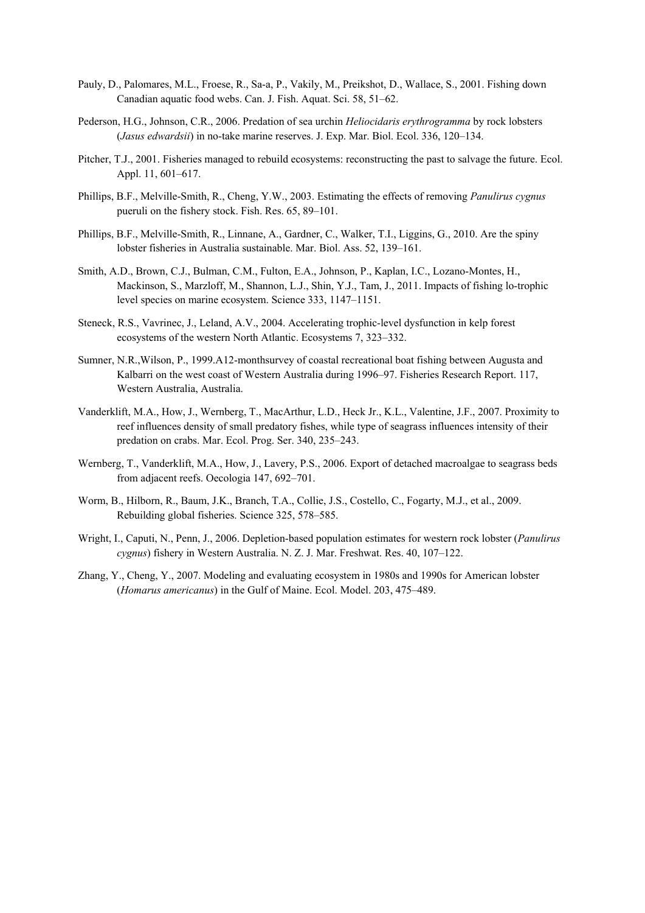Pauly, D., Palomares, M.L., Froese, R., Sa-a, P., Vakily, M., Preikshot, D., Wallace, S., 2001. Fishing down Canadian aquatic food webs. Can. J. Fish. Aquat. Sci. 58, 51–62.

Pederson, H.G., Johnson, C.R., 2006. Predation of sea urchin *Heliocidaris erythrogramma* by rock lobsters (*Jasus edwardsii*) in no-take marine reserves. J. Exp. Mar. Biol. Ecol. 336, 120–134.

Pitcher, T.J., 2001. Fisheries managed to rebuild ecosystems: reconstructing the past to salvage the future. Ecol. Appl. 11, 601–617.

Phillips, B.F., Melville-Smith, R., Cheng, Y.W., 2003. Estimating the effects of removing *Panulirus cygnus* pueruli on the fishery stock. Fish. Res. 65, 89–101.

Phillips, B.F., Melville-Smith, R., Linnane, A., Gardner, C., Walker, T.I., Liggins, G., 2010. Are the spiny lobster fisheries in Australia sustainable. Mar. Biol. Ass. 52, 139–161.

Smith, A.D., Brown, C.J., Bulman, C.M., Fulton, E.A., Johnson, P., Kaplan, I.C., Lozano-Montes, H., Mackinson, S., Marzloff, M., Shannon, L.J., Shin, Y.J., Tam, J., 2011. Impacts of fishing lo-trophic level species on marine ecosystem. Science 333, 1147–1151.

Steneck, R.S., Vavrinec, J., Leland, A.V., 2004. Accelerating trophic-level dysfunction in kelp forest ecosystems of the western North Atlantic. Ecosystems 7, 323–332.

Sumner, N.R.,Wilson, P., 1999.A12-monthsurvey of coastal recreational boat fishing between Augusta and Kalbarri on the west coast of Western Australia during 1996–97. Fisheries Research Report. 117, Western Australia, Australia.

Vanderklift, M.A., How, J., Wernberg, T., MacArthur, L.D., Heck Jr., K.L., Valentine, J.F., 2007. Proximity to reef influences density of small predatory fishes, while type of seagrass influences intensity of their predation on crabs. Mar. Ecol. Prog. Ser. 340, 235–243.

Wernberg, T., Vanderklift, M.A., How, J., Lavery, P.S., 2006. Export of detached macroalgae to seagrass beds from adjacent reefs. Oecologia 147, 692–701.

Worm, B., Hilborn, R., Baum, J.K., Branch, T.A., Collie, J.S., Costello, C., Fogarty, M.J., et al., 2009. Rebuilding global fisheries. Science 325, 578–585.

Wright, I., Caputi, N., Penn, J., 2006. Depletion-based population estimates for western rock lobster (*Panulirus cygnus*) fishery in Western Australia. N. Z. J. Mar. Freshwat. Res. 40, 107–122.

Zhang, Y., Cheng, Y., 2007. Modeling and evaluating ecosystem in 1980s and 1990s for American lobster (*Homarus americanus*) in the Gulf of Maine. Ecol. Model. 203, 475–489.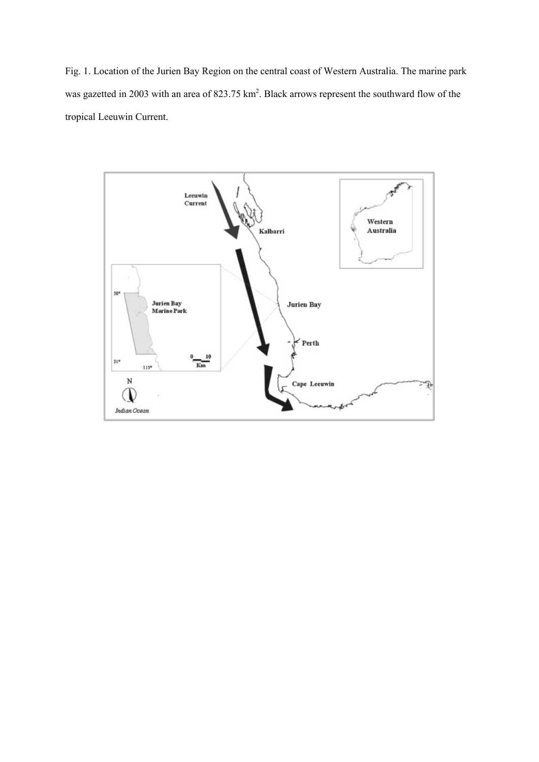Fig. 1. Location of the Jurien Bay Region on the central coast of Western Australia. The marine park was gazetted in 2003 with an area of 823.75 $km^2$. Black arrows represent the southward flow of the tropical Leeuwin Current.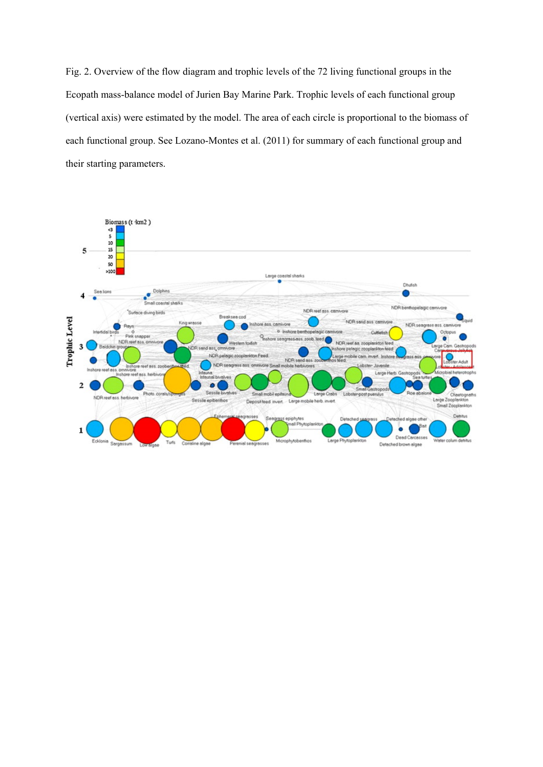Fig. 2. Overview of the flow diagram and trophic levels of the 72 living functional groups in the Ecopath mass-balance model of Jurien Bay Marine Park. Trophic levels of each functional group (vertical axis) were estimated by the model. The area of each circle is proportional to the biomass of each functional group. See Lozano-Montes et al. (2011) for summary of each functional group and their starting parameters.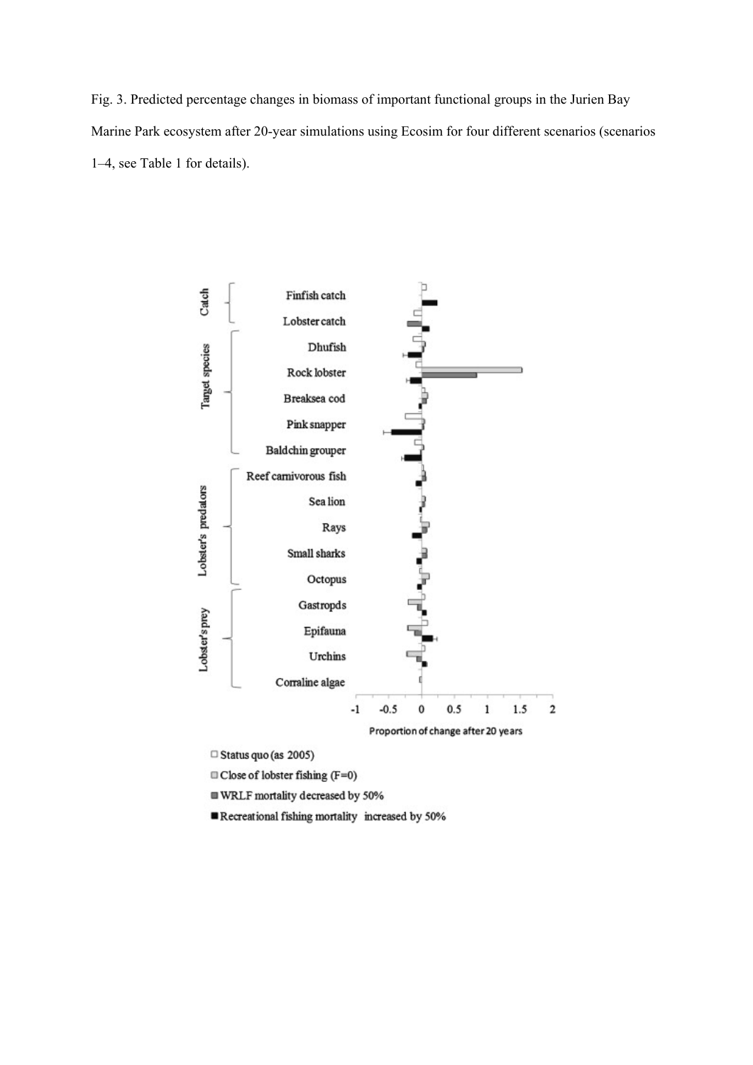Fig. 3. Predicted percentage changes in biomass of important functional groups in the Jurien Bay Marine Park ecosystem after 20-year simulations using Ecosim for four different scenarios (scenarios 1–4, see Table 1 for details).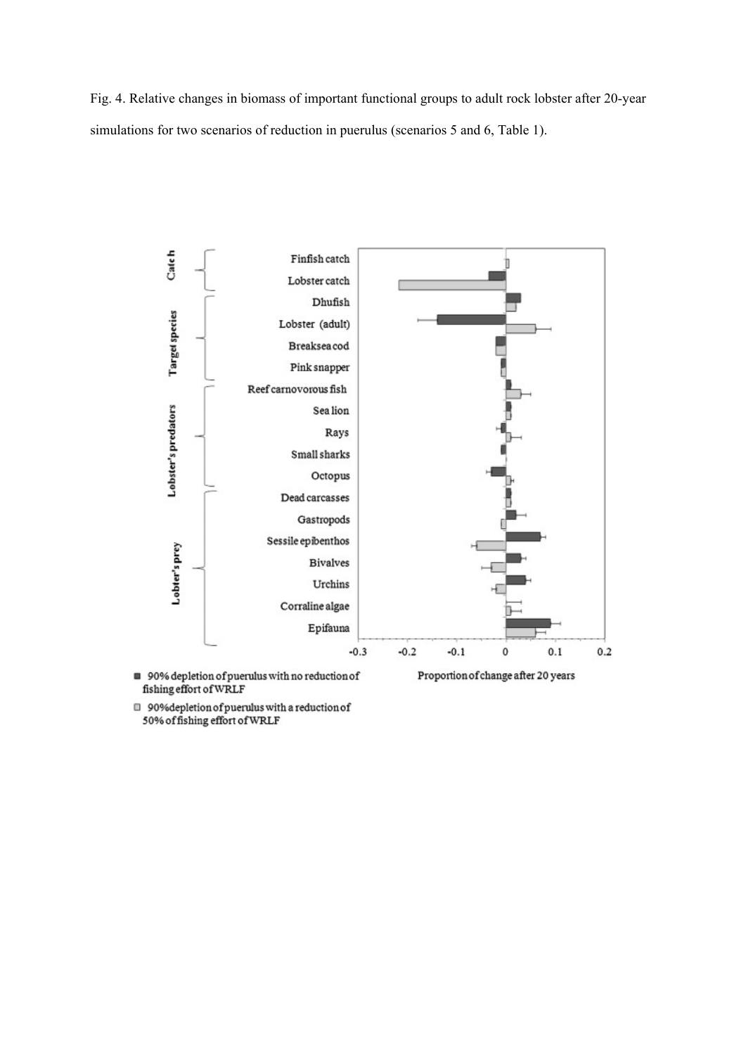Fig. 4. Relative changes in biomass of important functional groups to adult rock lobster after 20-year simulations for two scenarios of reduction in puerulus (scenarios 5 and 6, Table 1).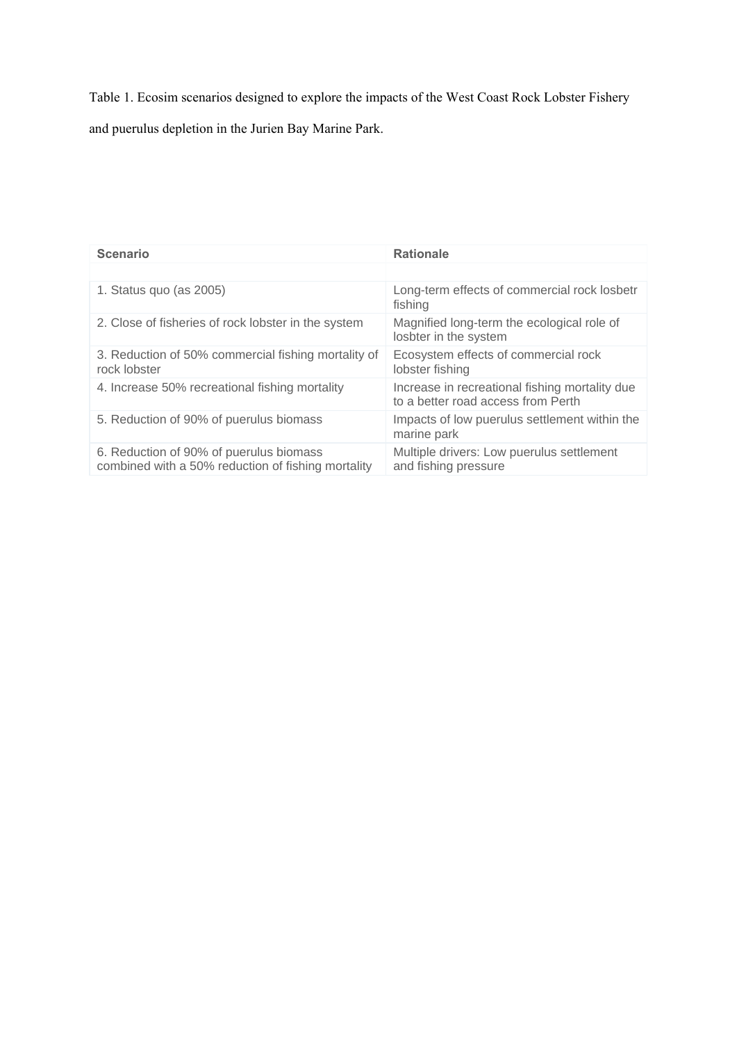Table 1. Ecosim scenarios designed to explore the impacts of the West Coast Rock Lobster Fishery and puerulus depletion in the Jurien Bay Marine Park.

| Scenario | Rationale |
| --- | --- |
| | |
| 1. Status quo (as 2005) | Long-term effects of commercial rock losbetr fishing |
| 2. Close of fisheries of rock lobster in the system | Magnified long-term the ecological role of losbter in the system |
| 3. Reduction of 50% commercial fishing mortality of rock lobster | Ecosystem effects of commercial rock lobster fishing |
| 4. Increase 50% recreational fishing mortality | Increase in recreational fishing mortality due to a better road access from Perth |
| 5. Reduction of 90% of puerulus biomass | Impacts of low puerulus settlement within the marine park |
| 6. Reduction of 90% of puerulus biomass combined with a 50% reduction of fishing mortality | Multiple drivers: Low puerulus settlement and fishing pressure |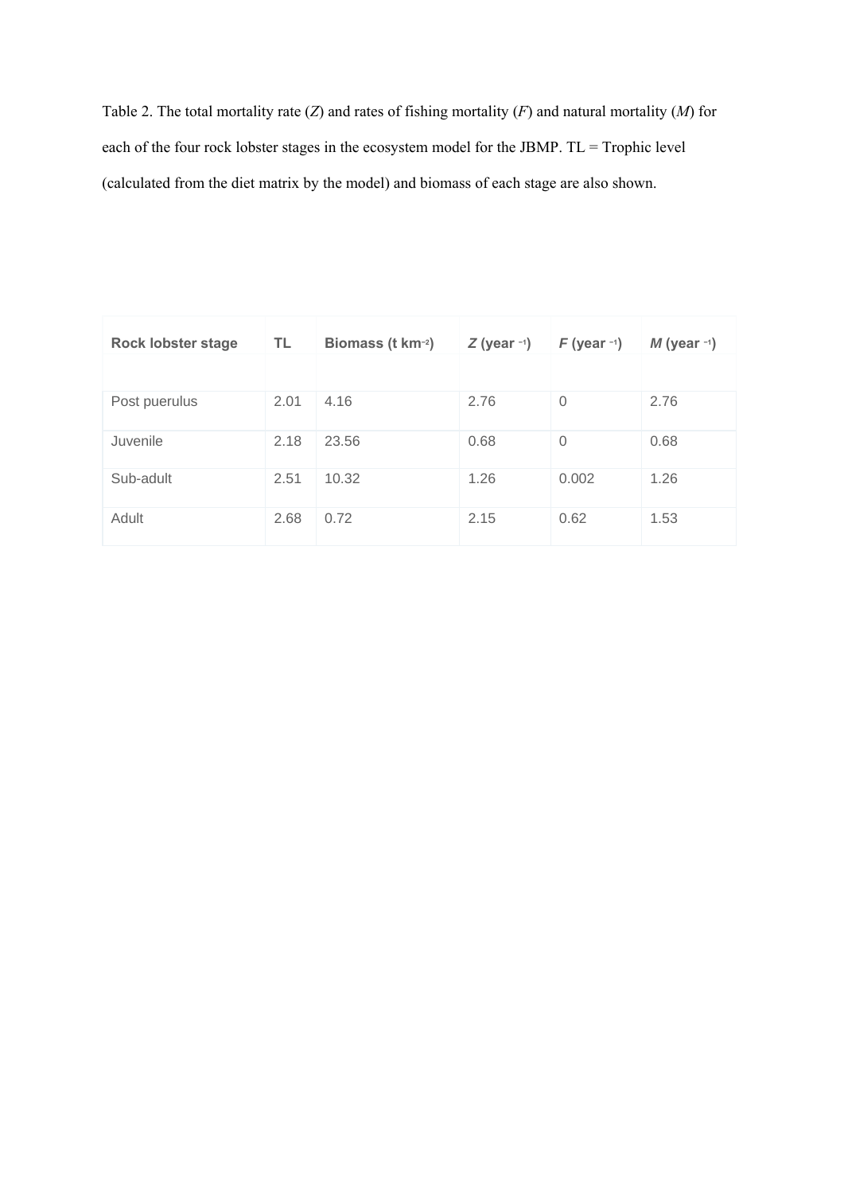Table 2. The total mortality rate (*Z*) and rates of fishing mortality (*F*) and natural mortality (*M*) for each of the four rock lobster stages in the ecosystem model for the JBMP. TL = Trophic level (calculated from the diet matrix by the model) and biomass of each stage are also shown.

| Rock lobster stage | TL | Biomass (t km$^{-2}$) | *Z* (year $^{-1}$) | *F* (year $^{-1}$) | *M* (year $^{-1}$) |
|---|---|---|---|---|---|
| Post puerulus | 2.01 | 4.16 | 2.76 | 0 | 2.76 |
| Juvenile | 2.18 | 23.56 | 0.68 | 0 | 0.68 |
| Sub-adult | 2.51 | 10.32 | 1.26 | 0.002 | 1.26 |
| Adult | 2.68 | 0.72 | 2.15 | 0.62 | 1.53 |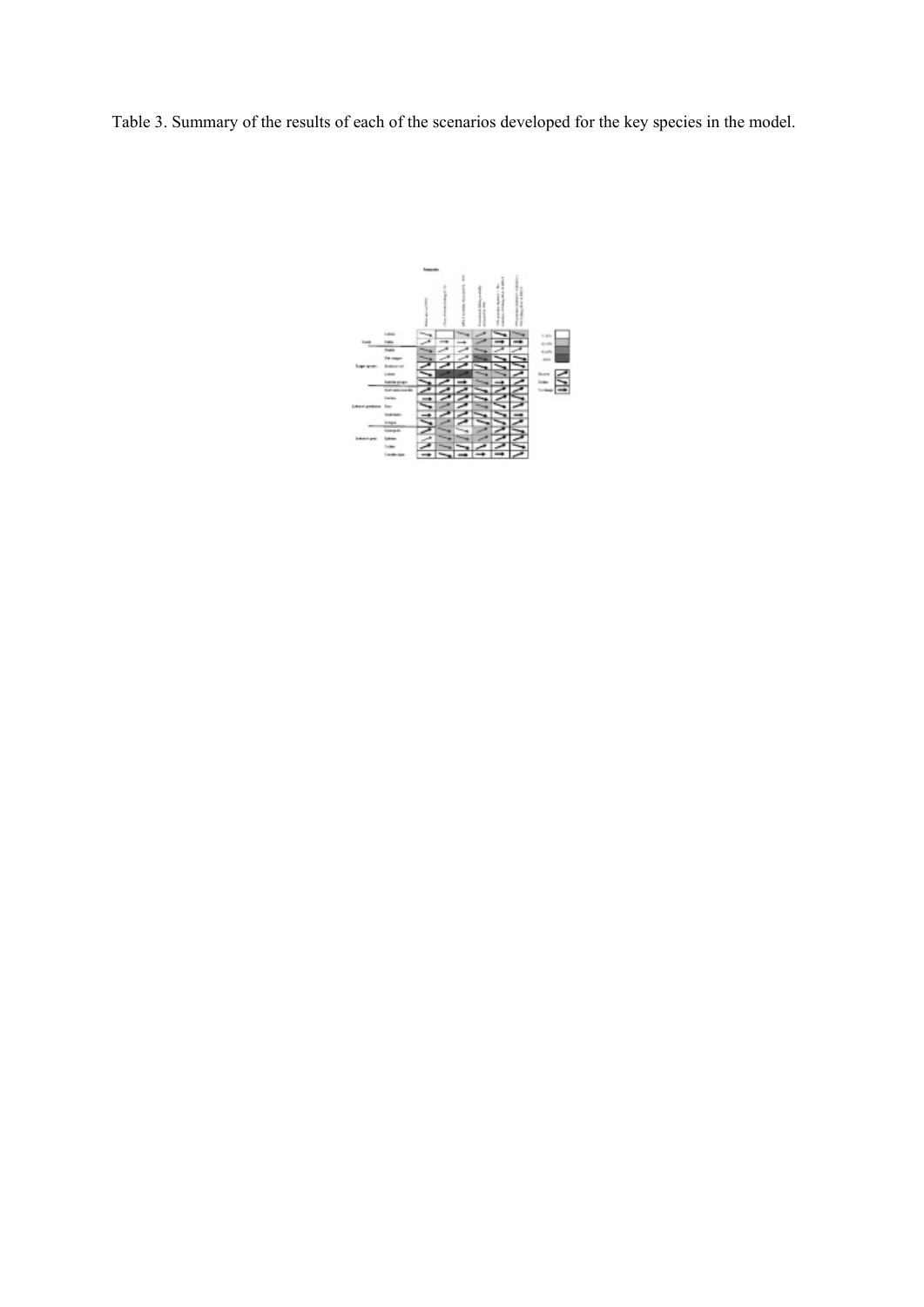Table 3. Summary of the results of each of the scenarios developed for the key species in the model.